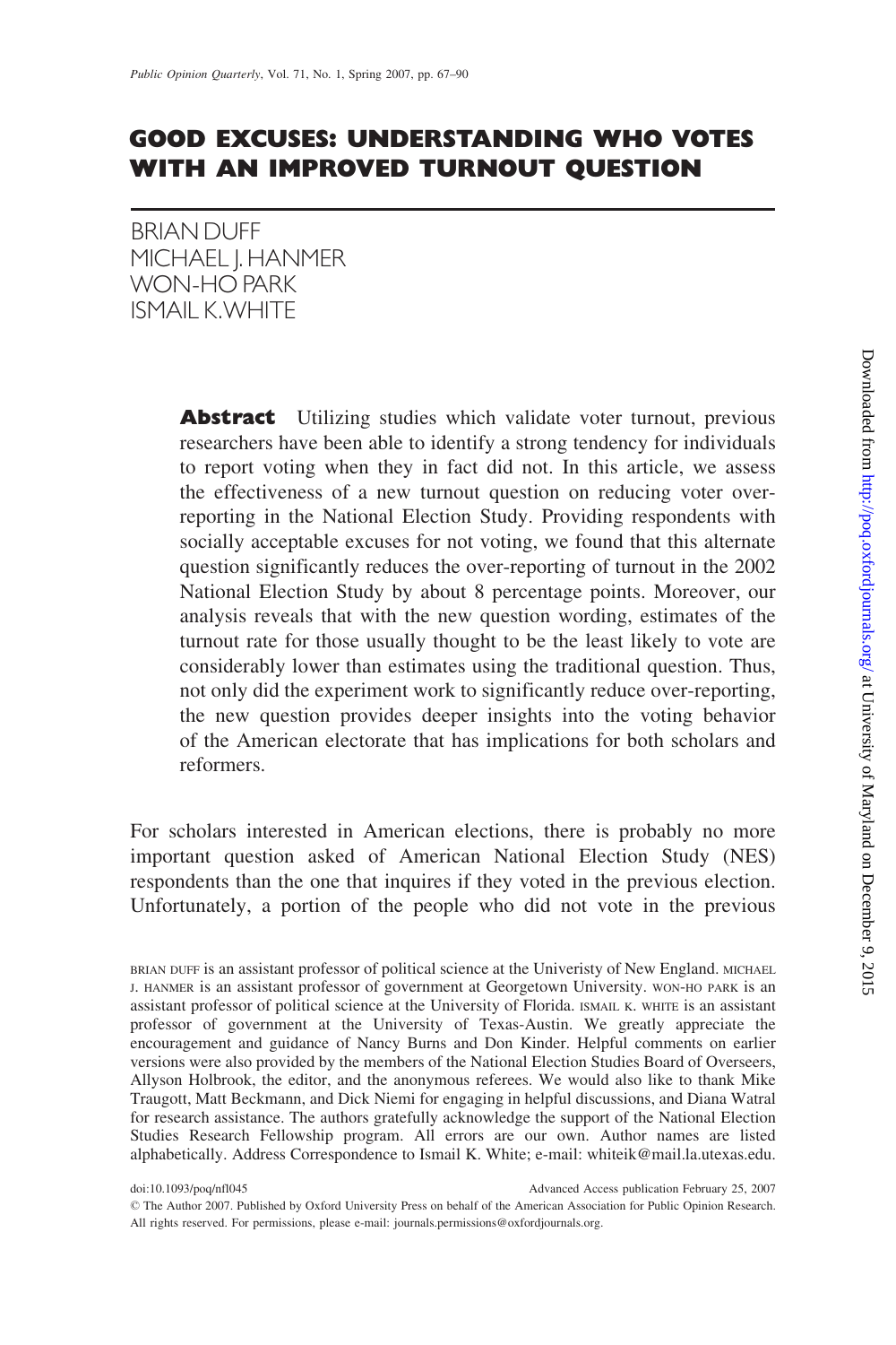# GOOD EXCUSES: UNDERSTANDING WHO VOTES WITH AN IMPROVED TURNOUT QUESTION

BRIAN DUFF
MICHAEL J. HANMER
WON-HO PARK
ISMAIL K. WHITE

**Abstract** Utilizing studies which validate voter turnout, previous researchers have been able to identify a strong tendency for individuals to report voting when they in fact did not. In this article, we assess the effectiveness of a new turnout question on reducing voter over-reporting in the National Election Study. Providing respondents with socially acceptable excuses for not voting, we found that this alternate question significantly reduces the over-reporting of turnout in the 2002 National Election Study by about 8 percentage points. Moreover, our analysis reveals that with the new question wording, estimates of the turnout rate for those usually thought to be the least likely to vote are considerably lower than estimates using the traditional question. Thus, not only did the experiment work to significantly reduce over-reporting, the new question provides deeper insights into the voting behavior of the American electorate that has implications for both scholars and reformers.

For scholars interested in American elections, there is probably no more important question asked of American National Election Study (NES) respondents than the one that inquires if they voted in the previous election. Unfortunately, a portion of the people who did not vote in the previous

BRIAN DUFF is an assistant professor of political science at the Univeristy of New England. MICHAEL J. HANMER is an assistant professor of government at Georgetown University. WON-HO PARK is an assistant professor of political science at the University of Florida. ISMAIL K. WHITE is an assistant professor of government at the University of Texas-Austin. We greatly appreciate the encouragement and guidance of Nancy Burns and Don Kinder. Helpful comments on earlier versions were also provided by the members of the National Election Studies Board of Overseers, Allyson Holbrook, the editor, and the anonymous referees. We would also like to thank Mike Traugott, Matt Beckmann, and Dick Niemi for engaging in helpful discussions, and Diana Watral for research assistance. The authors gratefully acknowledge the support of the National Election Studies Research Fellowship program. All errors are our own. Author names are listed alphabetically. Address Correspondence to Ismail K. White; e-mail: whiteik@mail.la.utexas.edu.

doi:10.1093/poq/nfl045 Advanced Access publication February 25, 2007

© The Author 2007. Published by Oxford University Press on behalf of the American Association for Public Opinion Research. All rights reserved. For permissions, please e-mail: journals.permissions@oxfordjournals.org.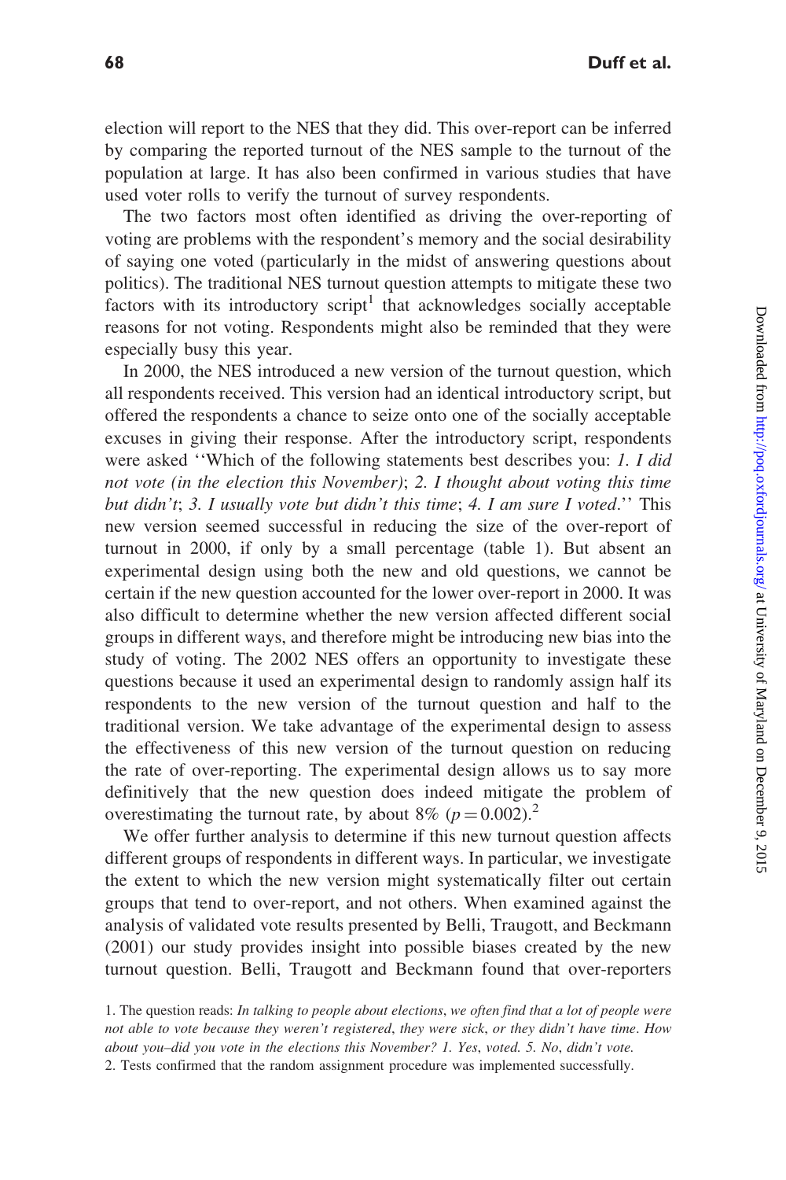election will report to the NES that they did. This over-report can be inferred by comparing the reported turnout of the NES sample to the turnout of the population at large. It has also been confirmed in various studies that have used voter rolls to verify the turnout of survey respondents.

The two factors most often identified as driving the over-reporting of voting are problems with the respondent's memory and the social desirability of saying one voted (particularly in the midst of answering questions about politics). The traditional NES turnout question attempts to mitigate these two factors with its introductory script[1] that acknowledges socially acceptable reasons for not voting. Respondents might also be reminded that they were especially busy this year.

In 2000, the NES introduced a new version of the turnout question, which all respondents received. This version had an identical introductory script, but offered the respondents a chance to seize onto one of the socially acceptable excuses in giving their response. After the introductory script, respondents were asked ''Which of the following statements best describes you: *1. I did not vote (in the election this November)*; *2. I thought about voting this time but didn't*; *3. I usually vote but didn't this time*; *4. I am sure I voted*.'' This new version seemed successful in reducing the size of the over-report of turnout in 2000, if only by a small percentage (table 1). But absent an experimental design using both the new and old questions, we cannot be certain if the new question accounted for the lower over-report in 2000. It was also difficult to determine whether the new version affected different social groups in different ways, and therefore might be introducing new bias into the study of voting. The 2002 NES offers an opportunity to investigate these questions because it used an experimental design to randomly assign half its respondents to the new version of the turnout question and half to the traditional version. We take advantage of the experimental design to assess the effectiveness of this new version of the turnout question on reducing the rate of over-reporting. The experimental design allows us to say more definitively that the new question does indeed mitigate the problem of overestimating the turnout rate, by about 8% ($p = 0.002$).[2]

We offer further analysis to determine if this new turnout question affects different groups of respondents in different ways. In particular, we investigate the extent to which the new version might systematically filter out certain groups that tend to over-report, and not others. When examined against the analysis of validated vote results presented by Belli, Traugott, and Beckmann (2001) our study provides insight into possible biases created by the new turnout question. Belli, Traugott and Beckmann found that over-reporters

1. The question reads: *In talking to people about elections, we often find that a lot of people were not able to vote because they weren't registered, they were sick, or they didn't have time. How about you–did you vote in the elections this November? 1. Yes, voted. 5. No, didn't vote.*

2. Tests confirmed that the random assignment procedure was implemented successfully.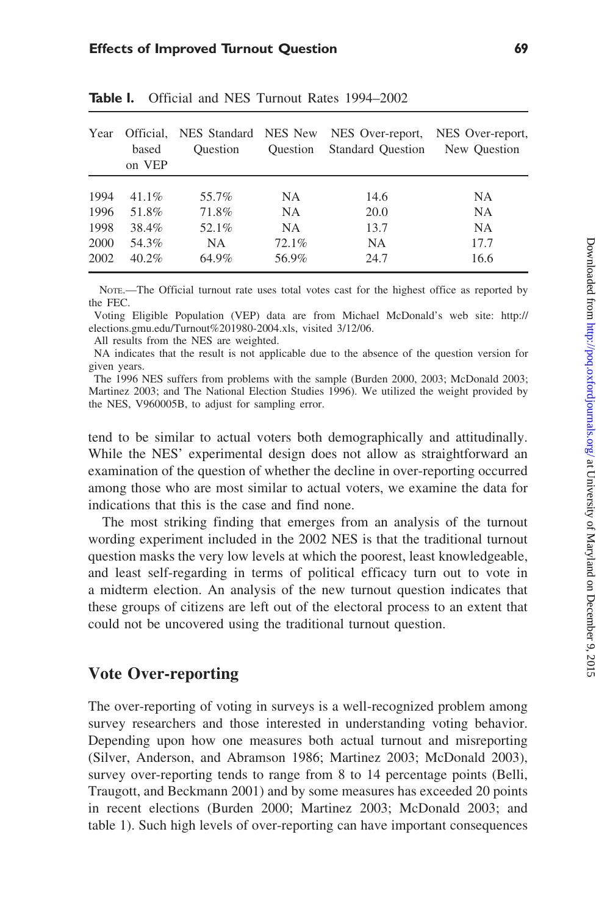**Table I.** Official and NES Turnout Rates 1994–2002

| Year | Official, based on VEP | NES Standard Question | NES New Question | NES Over-report, Standard Question | NES Over-report, New Question |
|---|---|---|---|---|---|
| 1994 | 41.1% | 55.7% | NA | 14.6 | NA |
| 1996 | 51.8% | 71.8% | NA | 20.0 | NA |
| 1998 | 38.4% | 52.1% | NA | 13.7 | NA |
| 2000 | 54.3% | NA | 72.1% | NA | 17.7 |
| 2002 | 40.2% | 64.9% | 56.9% | 24.7 | 16.6 |

NOTE.—The Official turnout rate uses total votes cast for the highest office as reported by the FEC.

Voting Eligible Population (VEP) data are from Michael McDonald's web site: http://elections.gmu.edu/Turnout%201980-2004.xls, visited 3/12/06.

All results from the NES are weighted.

NA indicates that the result is not applicable due to the absence of the question version for given years.

The 1996 NES suffers from problems with the sample (Burden 2000, 2003; McDonald 2003; Martinez 2003; and The National Election Studies 1996). We utilized the weight provided by the NES, V960005B, to adjust for sampling error.

tend to be similar to actual voters both demographically and attitudinally. While the NES' experimental design does not allow as straightforward an examination of the question of whether the decline in over-reporting occurred among those who are most similar to actual voters, we examine the data for indications that this is the case and find none.

The most striking finding that emerges from an analysis of the turnout wording experiment included in the 2002 NES is that the traditional turnout question masks the very low levels at which the poorest, least knowledgeable, and least self-regarding in terms of political efficacy turn out to vote in a midterm election. An analysis of the new turnout question indicates that these groups of citizens are left out of the electoral process to an extent that could not be uncovered using the traditional turnout question.

## Vote Over-reporting

The over-reporting of voting in surveys is a well-recognized problem among survey researchers and those interested in understanding voting behavior. Depending upon how one measures both actual turnout and misreporting (Silver, Anderson, and Abramson 1986; Martinez 2003; McDonald 2003), survey over-reporting tends to range from 8 to 14 percentage points (Belli, Traugott, and Beckmann 2001) and by some measures has exceeded 20 points in recent elections (Burden 2000; Martinez 2003; McDonald 2003; and table 1). Such high levels of over-reporting can have important consequences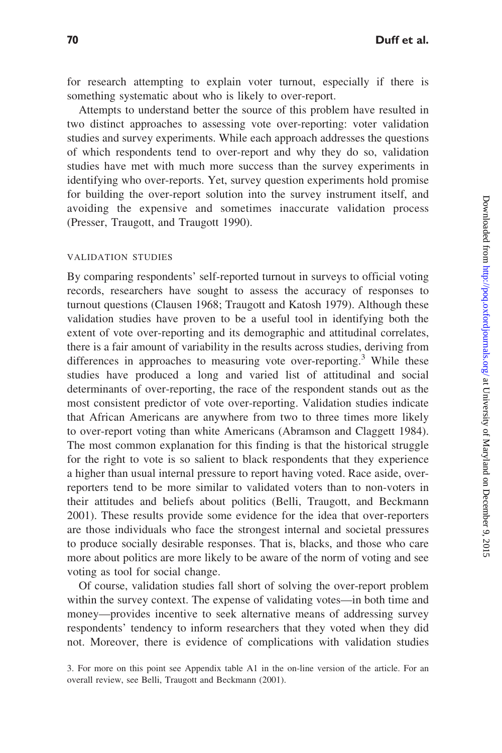for research attempting to explain voter turnout, especially if there is something systematic about who is likely to over-report.

Attempts to understand better the source of this problem have resulted in two distinct approaches to assessing vote over-reporting: voter validation studies and survey experiments. While each approach addresses the questions of which respondents tend to over-report and why they do so, validation studies have met with much more success than the survey experiments in identifying who over-reports. Yet, survey question experiments hold promise for building the over-report solution into the survey instrument itself, and avoiding the expensive and sometimes inaccurate validation process (Presser, Traugott, and Traugott 1990).

### VALIDATION STUDIES

By comparing respondents' self-reported turnout in surveys to official voting records, researchers have sought to assess the accuracy of responses to turnout questions (Clausen 1968; Traugott and Katosh 1979). Although these validation studies have proven to be a useful tool in identifying both the extent of vote over-reporting and its demographic and attitudinal correlates, there is a fair amount of variability in the results across studies, deriving from differences in approaches to measuring vote over-reporting.[3] While these studies have produced a long and varied list of attitudinal and social determinants of over-reporting, the race of the respondent stands out as the most consistent predictor of vote over-reporting. Validation studies indicate that African Americans are anywhere from two to three times more likely to over-report voting than white Americans (Abramson and Claggett 1984). The most common explanation for this finding is that the historical struggle for the right to vote is so salient to black respondents that they experience a higher than usual internal pressure to report having voted. Race aside, over-reporters tend to be more similar to validated voters than to non-voters in their attitudes and beliefs about politics (Belli, Traugott, and Beckmann 2001). These results provide some evidence for the idea that over-reporters are those individuals who face the strongest internal and societal pressures to produce socially desirable responses. That is, blacks, and those who care more about politics are more likely to be aware of the norm of voting and see voting as tool for social change.

Of course, validation studies fall short of solving the over-report problem within the survey context. The expense of validating votes—in both time and money—provides incentive to seek alternative means of addressing survey respondents' tendency to inform researchers that they voted when they did not. Moreover, there is evidence of complications with validation studies

3. For more on this point see Appendix table A1 in the on-line version of the article. For an overall review, see Belli, Traugott and Beckmann (2001).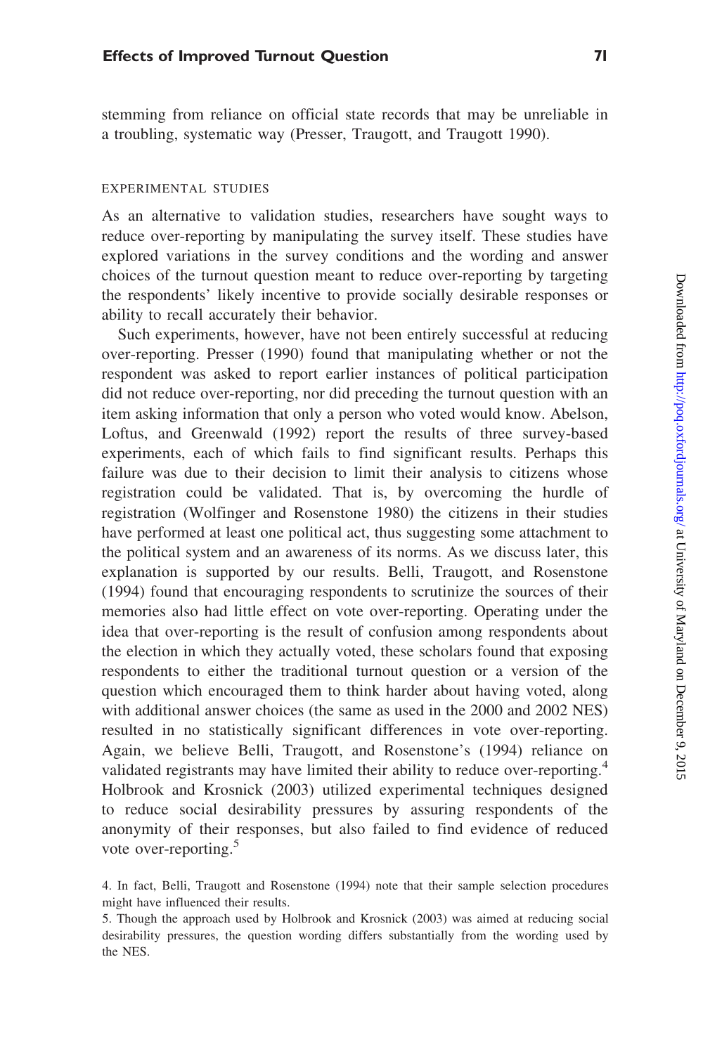stemming from reliance on official state records that may be unreliable in a troubling, systematic way (Presser, Traugott, and Traugott 1990).

### EXPERIMENTAL STUDIES

As an alternative to validation studies, researchers have sought ways to reduce over-reporting by manipulating the survey itself. These studies have explored variations in the survey conditions and the wording and answer choices of the turnout question meant to reduce over-reporting by targeting the respondents' likely incentive to provide socially desirable responses or ability to recall accurately their behavior.

Such experiments, however, have not been entirely successful at reducing over-reporting. Presser (1990) found that manipulating whether or not the respondent was asked to report earlier instances of political participation did not reduce over-reporting, nor did preceding the turnout question with an item asking information that only a person who voted would know. Abelson, Loftus, and Greenwald (1992) report the results of three survey-based experiments, each of which fails to find significant results. Perhaps this failure was due to their decision to limit their analysis to citizens whose registration could be validated. That is, by overcoming the hurdle of registration (Wolfinger and Rosenstone 1980) the citizens in their studies have performed at least one political act, thus suggesting some attachment to the political system and an awareness of its norms. As we discuss later, this explanation is supported by our results. Belli, Traugott, and Rosenstone (1994) found that encouraging respondents to scrutinize the sources of their memories also had little effect on vote over-reporting. Operating under the idea that over-reporting is the result of confusion among respondents about the election in which they actually voted, these scholars found that exposing respondents to either the traditional turnout question or a version of the question which encouraged them to think harder about having voted, along with additional answer choices (the same as used in the 2000 and 2002 NES) resulted in no statistically significant differences in vote over-reporting. Again, we believe Belli, Traugott, and Rosenstone's (1994) reliance on validated registrants may have limited their ability to reduce over-reporting.[4] Holbrook and Krosnick (2003) utilized experimental techniques designed to reduce social desirability pressures by assuring respondents of the anonymity of their responses, but also failed to find evidence of reduced vote over-reporting.[5]

4. In fact, Belli, Traugott and Rosenstone (1994) note that their sample selection procedures might have influenced their results.

5. Though the approach used by Holbrook and Krosnick (2003) was aimed at reducing social desirability pressures, the question wording differs substantially from the wording used by the NES.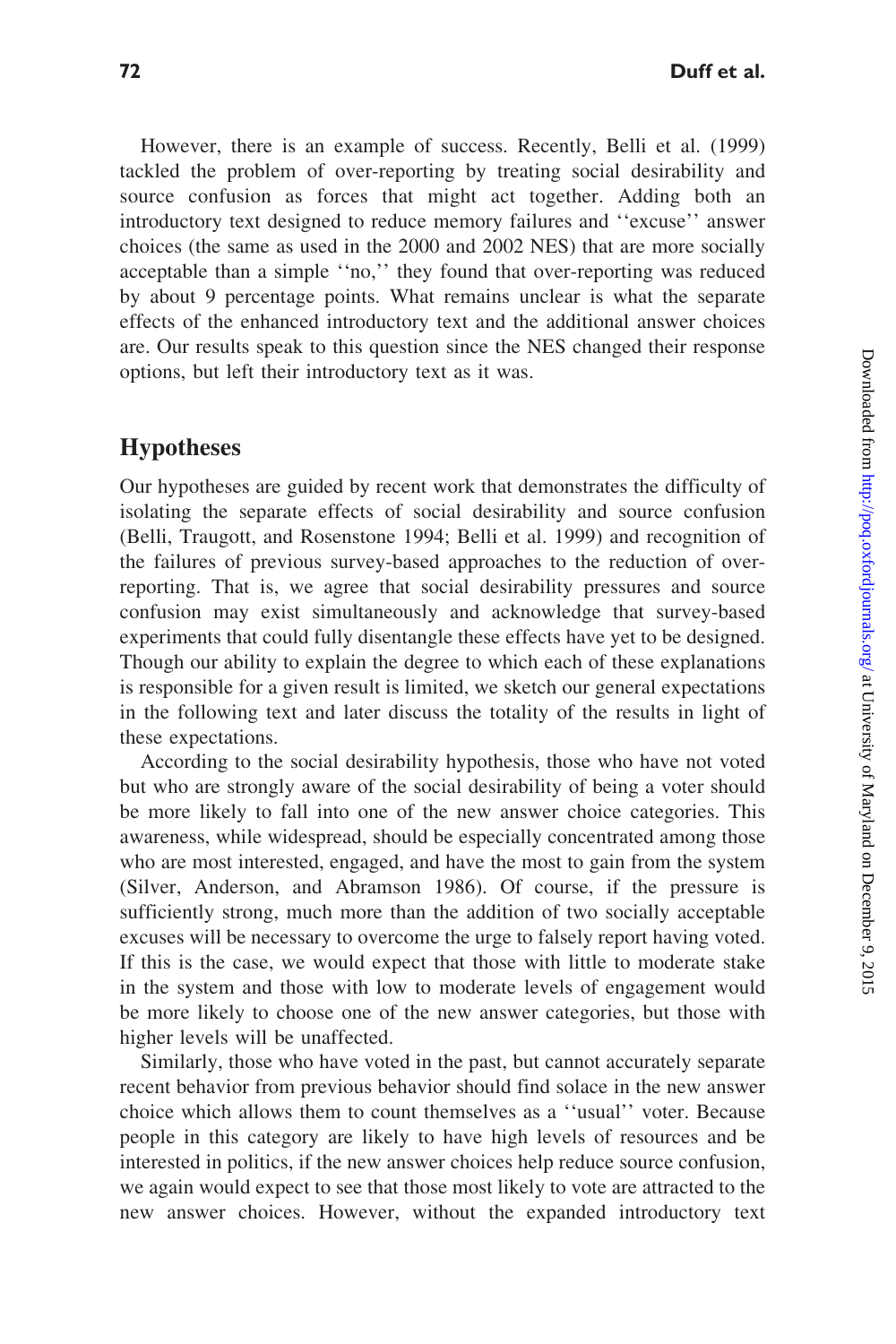However, there is an example of success. Recently, Belli et al. (1999) tackled the problem of over-reporting by treating social desirability and source confusion as forces that might act together. Adding both an introductory text designed to reduce memory failures and ''excuse'' answer choices (the same as used in the 2000 and 2002 NES) that are more socially acceptable than a simple ''no,'' they found that over-reporting was reduced by about 9 percentage points. What remains unclear is what the separate effects of the enhanced introductory text and the additional answer choices are. Our results speak to this question since the NES changed their response options, but left their introductory text as it was.

## Hypotheses

Our hypotheses are guided by recent work that demonstrates the difficulty of isolating the separate effects of social desirability and source confusion (Belli, Traugott, and Rosenstone 1994; Belli et al. 1999) and recognition of the failures of previous survey-based approaches to the reduction of over-reporting. That is, we agree that social desirability pressures and source confusion may exist simultaneously and acknowledge that survey-based experiments that could fully disentangle these effects have yet to be designed. Though our ability to explain the degree to which each of these explanations is responsible for a given result is limited, we sketch our general expectations in the following text and later discuss the totality of the results in light of these expectations.

According to the social desirability hypothesis, those who have not voted but who are strongly aware of the social desirability of being a voter should be more likely to fall into one of the new answer choice categories. This awareness, while widespread, should be especially concentrated among those who are most interested, engaged, and have the most to gain from the system (Silver, Anderson, and Abramson 1986). Of course, if the pressure is sufficiently strong, much more than the addition of two socially acceptable excuses will be necessary to overcome the urge to falsely report having voted. If this is the case, we would expect that those with little to moderate stake in the system and those with low to moderate levels of engagement would be more likely to choose one of the new answer categories, but those with higher levels will be unaffected.

Similarly, those who have voted in the past, but cannot accurately separate recent behavior from previous behavior should find solace in the new answer choice which allows them to count themselves as a ''usual'' voter. Because people in this category are likely to have high levels of resources and be interested in politics, if the new answer choices help reduce source confusion, we again would expect to see that those most likely to vote are attracted to the new answer choices. However, without the expanded introductory text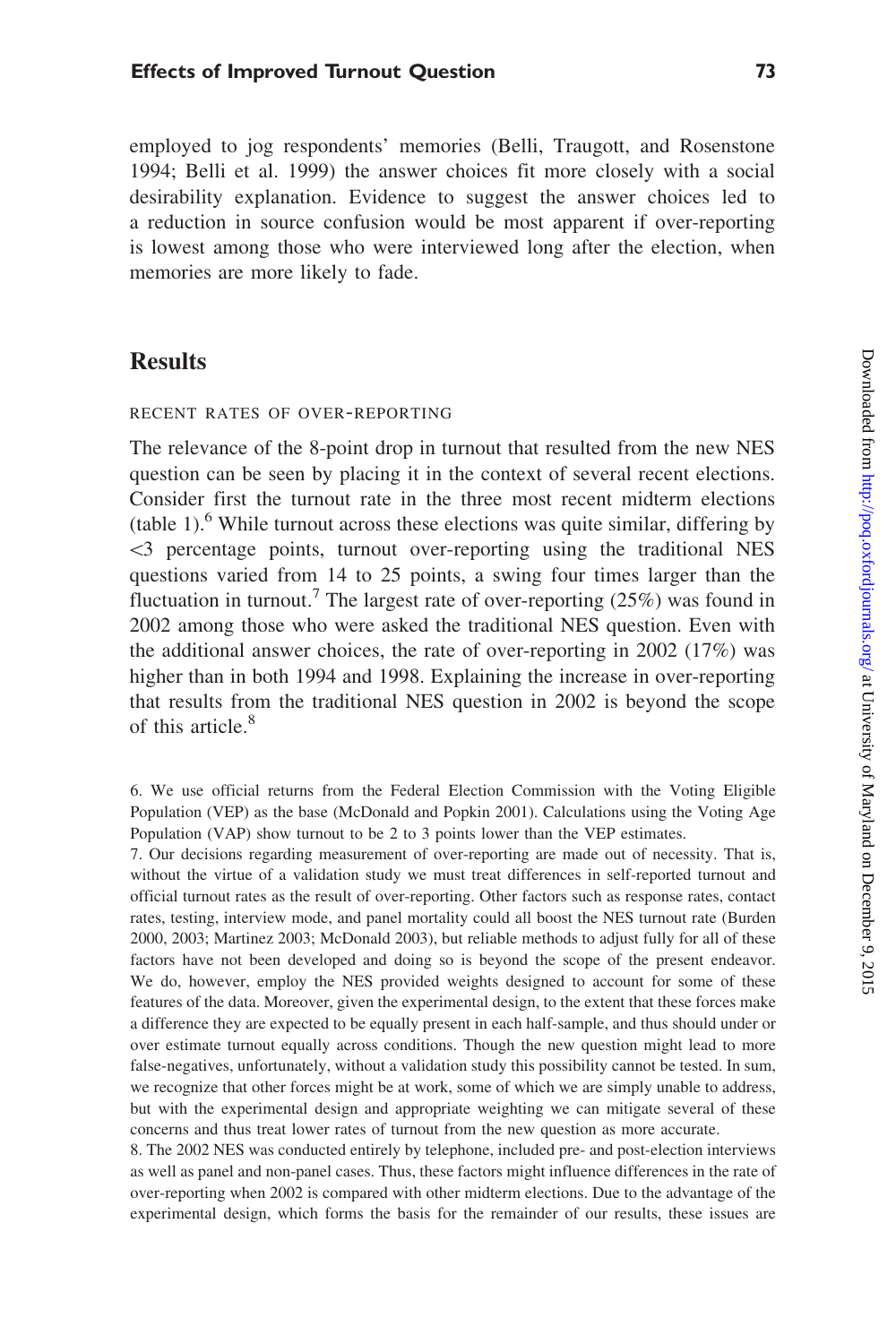employed to jog respondents' memories (Belli, Traugott, and Rosenstone 1994; Belli et al. 1999) the answer choices fit more closely with a social desirability explanation. Evidence to suggest the answer choices led to a reduction in source confusion would be most apparent if over-reporting is lowest among those who were interviewed long after the election, when memories are more likely to fade.

## Results

### RECENT RATES OF OVER-REPORTING

The relevance of the 8-point drop in turnout that resulted from the new NES question can be seen by placing it in the context of several recent elections. Consider first the turnout rate in the three most recent midterm elections (table 1).[6] While turnout across these elections was quite similar, differing by <3 percentage points, turnout over-reporting using the traditional NES questions varied from 14 to 25 points, a swing four times larger than the fluctuation in turnout.[7] The largest rate of over-reporting (25%) was found in 2002 among those who were asked the traditional NES question. Even with the additional answer choices, the rate of over-reporting in 2002 (17%) was higher than in both 1994 and 1998. Explaining the increase in over-reporting that results from the traditional NES question in 2002 is beyond the scope of this article.[8]

6. We use official returns from the Federal Election Commission with the Voting Eligible Population (VEP) as the base (McDonald and Popkin 2001). Calculations using the Voting Age Population (VAP) show turnout to be 2 to 3 points lower than the VEP estimates.

7. Our decisions regarding measurement of over-reporting are made out of necessity. That is, without the virtue of a validation study we must treat differences in self-reported turnout and official turnout rates as the result of over-reporting. Other factors such as response rates, contact rates, testing, interview mode, and panel mortality could all boost the NES turnout rate (Burden 2000, 2003; Martinez 2003; McDonald 2003), but reliable methods to adjust fully for all of these factors have not been developed and doing so is beyond the scope of the present endeavor. We do, however, employ the NES provided weights designed to account for some of these features of the data. Moreover, given the experimental design, to the extent that these forces make a difference they are expected to be equally present in each half-sample, and thus should under or over estimate turnout equally across conditions. Though the new question might lead to more false-negatives, unfortunately, without a validation study this possibility cannot be tested. In sum, we recognize that other forces might be at work, some of which we are simply unable to address, but with the experimental design and appropriate weighting we can mitigate several of these concerns and thus treat lower rates of turnout from the new question as more accurate.

8. The 2002 NES was conducted entirely by telephone, included pre- and post-election interviews as well as panel and non-panel cases. Thus, these factors might influence differences in the rate of over-reporting when 2002 is compared with other midterm elections. Due to the advantage of the experimental design, which forms the basis for the remainder of our results, these issues are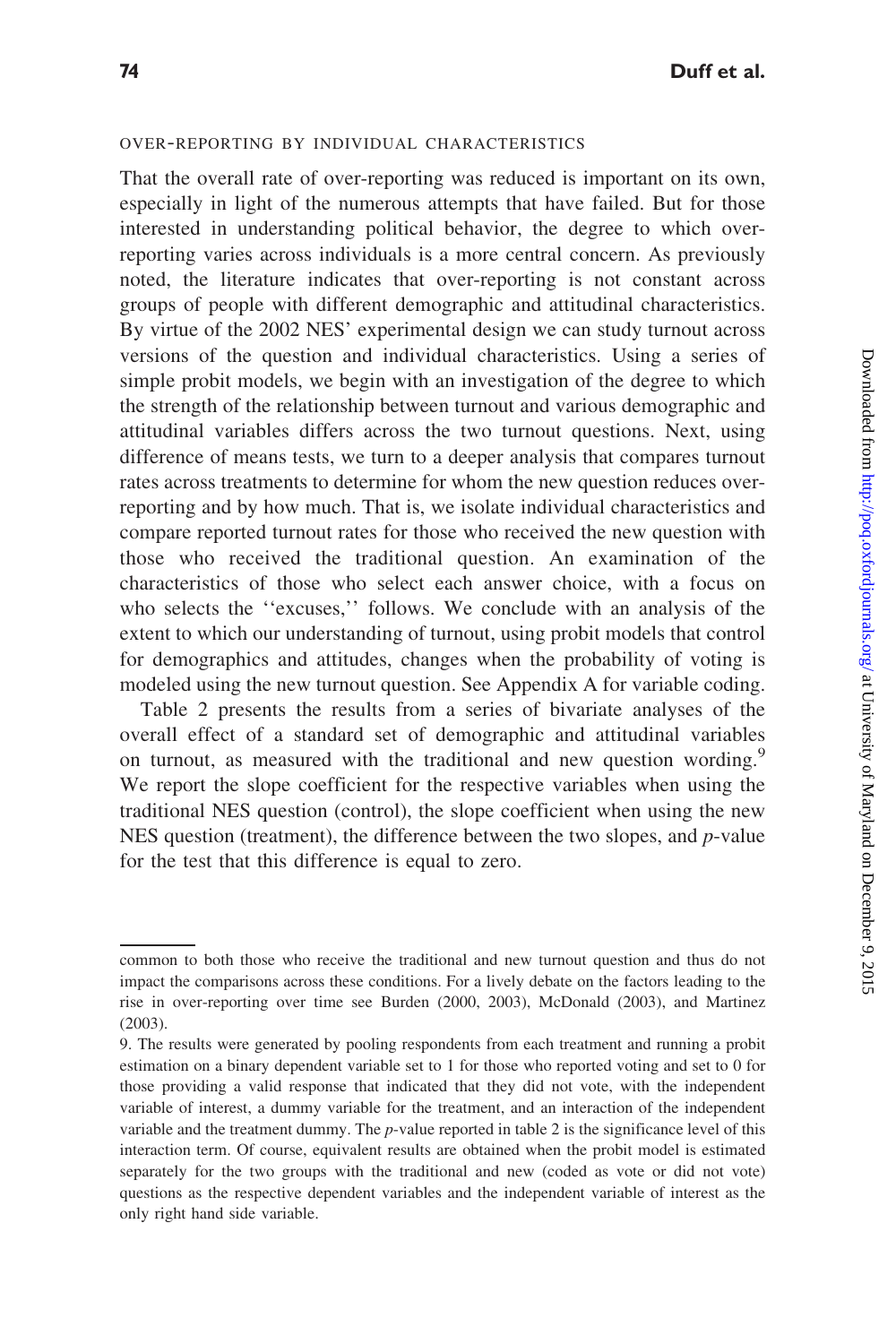### OVER-REPORTING BY INDIVIDUAL CHARACTERISTICS

That the overall rate of over-reporting was reduced is important on its own, especially in light of the numerous attempts that have failed. But for those interested in understanding political behavior, the degree to which over-reporting varies across individuals is a more central concern. As previously noted, the literature indicates that over-reporting is not constant across groups of people with different demographic and attitudinal characteristics. By virtue of the 2002 NES' experimental design we can study turnout across versions of the question and individual characteristics. Using a series of simple probit models, we begin with an investigation of the degree to which the strength of the relationship between turnout and various demographic and attitudinal variables differs across the two turnout questions. Next, using difference of means tests, we turn to a deeper analysis that compares turnout rates across treatments to determine for whom the new question reduces over-reporting and by how much. That is, we isolate individual characteristics and compare reported turnout rates for those who received the new question with those who received the traditional question. An examination of the characteristics of those who select each answer choice, with a focus on who selects the ''excuses,'' follows. We conclude with an analysis of the extent to which our understanding of turnout, using probit models that control for demographics and attitudes, changes when the probability of voting is modeled using the new turnout question. See Appendix A for variable coding.

Table 2 presents the results from a series of bivariate analyses of the overall effect of a standard set of demographic and attitudinal variables on turnout, as measured with the traditional and new question wording.[9] We report the slope coefficient for the respective variables when using the traditional NES question (control), the slope coefficient when using the new NES question (treatment), the difference between the two slopes, and *p*-value for the test that this difference is equal to zero.

---

common to both those who receive the traditional and new turnout question and thus do not impact the comparisons across these conditions. For a lively debate on the factors leading to the rise in over-reporting over time see Burden (2000, 2003), McDonald (2003), and Martinez (2003).

9. The results were generated by pooling respondents from each treatment and running a probit estimation on a binary dependent variable set to 1 for those who reported voting and set to 0 for those providing a valid response that indicated that they did not vote, with the independent variable of interest, a dummy variable for the treatment, and an interaction of the independent variable and the treatment dummy. The *p*-value reported in table 2 is the significance level of this interaction term. Of course, equivalent results are obtained when the probit model is estimated separately for the two groups with the traditional and new (coded as vote or did not vote) questions as the respective dependent variables and the independent variable of interest as the only right hand side variable.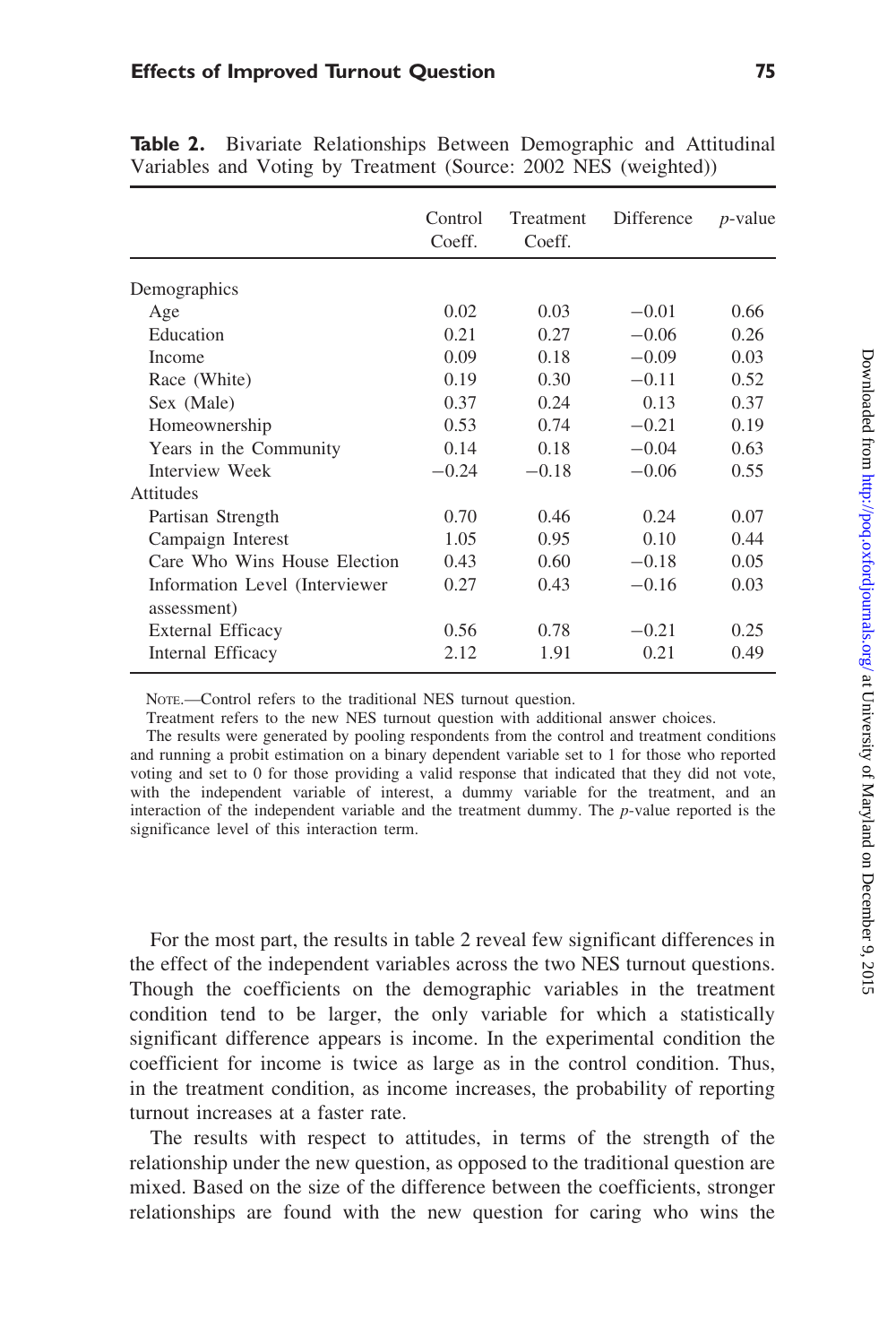**Table 2.** Bivariate Relationships Between Demographic and Attitudinal Variables and Voting by Treatment (Source: 2002 NES (weighted))

| | Control Coeff. | Treatment Coeff. | Difference | *p*-value |
|---|---|---|---|---|
| Demographics | | | | |
| Age | 0.02 | 0.03 | −0.01 | 0.66 |
| Education | 0.21 | 0.27 | −0.06 | 0.26 |
| Income | 0.09 | 0.18 | −0.09 | 0.03 |
| Race (White) | 0.19 | 0.30 | −0.11 | 0.52 |
| Sex (Male) | 0.37 | 0.24 | 0.13 | 0.37 |
| Homeownership | 0.53 | 0.74 | −0.21 | 0.19 |
| Years in the Community | 0.14 | 0.18 | −0.04 | 0.63 |
| Interview Week | −0.24 | −0.18 | −0.06 | 0.55 |
| Attitudes | | | | |
| Partisan Strength | 0.70 | 0.46 | 0.24 | 0.07 |
| Campaign Interest | 1.05 | 0.95 | 0.10 | 0.44 |
| Care Who Wins House Election | 0.43 | 0.60 | −0.18 | 0.05 |
| Information Level (Interviewer assessment) | 0.27 | 0.43 | −0.16 | 0.03 |
| External Efficacy | 0.56 | 0.78 | −0.21 | 0.25 |
| Internal Efficacy | 2.12 | 1.91 | 0.21 | 0.49 |

Note.—Control refers to the traditional NES turnout question.

Treatment refers to the new NES turnout question with additional answer choices.

The results were generated by pooling respondents from the control and treatment conditions and running a probit estimation on a binary dependent variable set to 1 for those who reported voting and set to 0 for those providing a valid response that indicated that they did not vote, with the independent variable of interest, a dummy variable for the treatment, and an interaction of the independent variable and the treatment dummy. The *p*-value reported is the significance level of this interaction term.

For the most part, the results in table 2 reveal few significant differences in the effect of the independent variables across the two NES turnout questions. Though the coefficients on the demographic variables in the treatment condition tend to be larger, the only variable for which a statistically significant difference appears is income. In the experimental condition the coefficient for income is twice as large as in the control condition. Thus, in the treatment condition, as income increases, the probability of reporting turnout increases at a faster rate.

The results with respect to attitudes, in terms of the strength of the relationship under the new question, as opposed to the traditional question are mixed. Based on the size of the difference between the coefficients, stronger relationships are found with the new question for caring who wins the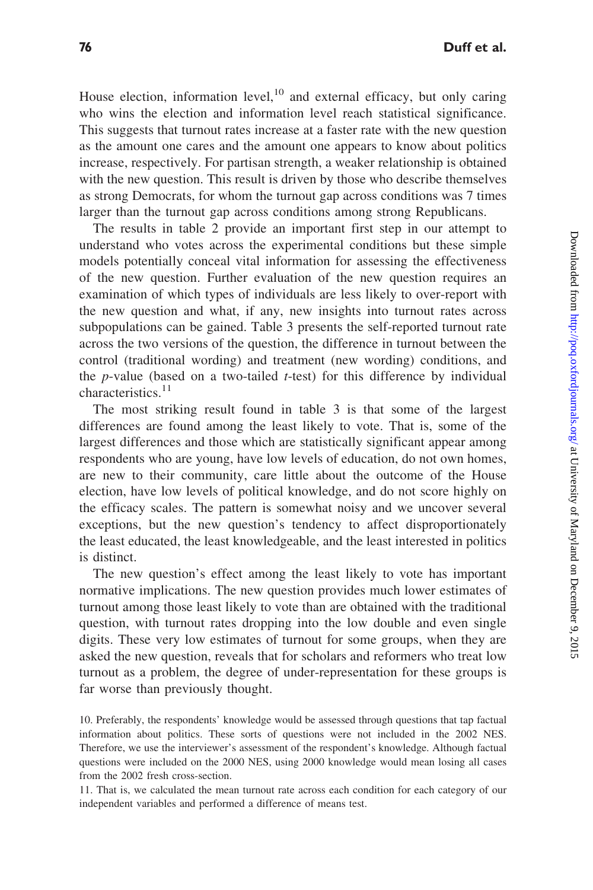House election, information level,[10] and external efficacy, but only caring who wins the election and information level reach statistical significance. This suggests that turnout rates increase at a faster rate with the new question as the amount one cares and the amount one appears to know about politics increase, respectively. For partisan strength, a weaker relationship is obtained with the new question. This result is driven by those who describe themselves as strong Democrats, for whom the turnout gap across conditions was 7 times larger than the turnout gap across conditions among strong Republicans.

The results in table 2 provide an important first step in our attempt to understand who votes across the experimental conditions but these simple models potentially conceal vital information for assessing the effectiveness of the new question. Further evaluation of the new question requires an examination of which types of individuals are less likely to over-report with the new question and what, if any, new insights into turnout rates across subpopulations can be gained. Table 3 presents the self-reported turnout rate across the two versions of the question, the difference in turnout between the control (traditional wording) and treatment (new wording) conditions, and the *p*-value (based on a two-tailed *t*-test) for this difference by individual characteristics.[11]

The most striking result found in table 3 is that some of the largest differences are found among the least likely to vote. That is, some of the largest differences and those which are statistically significant appear among respondents who are young, have low levels of education, do not own homes, are new to their community, care little about the outcome of the House election, have low levels of political knowledge, and do not score highly on the efficacy scales. The pattern is somewhat noisy and we uncover several exceptions, but the new question's tendency to affect disproportionately the least educated, the least knowledgeable, and the least interested in politics is distinct.

The new question's effect among the least likely to vote has important normative implications. The new question provides much lower estimates of turnout among those least likely to vote than are obtained with the traditional question, with turnout rates dropping into the low double and even single digits. These very low estimates of turnout for some groups, when they are asked the new question, reveals that for scholars and reformers who treat low turnout as a problem, the degree of under-representation for these groups is far worse than previously thought.

10. Preferably, the respondents' knowledge would be assessed through questions that tap factual information about politics. These sorts of questions were not included in the 2002 NES. Therefore, we use the interviewer's assessment of the respondent's knowledge. Although factual questions were included on the 2000 NES, using 2000 knowledge would mean losing all cases from the 2002 fresh cross-section.

11. That is, we calculated the mean turnout rate across each condition for each category of our independent variables and performed a difference of means test.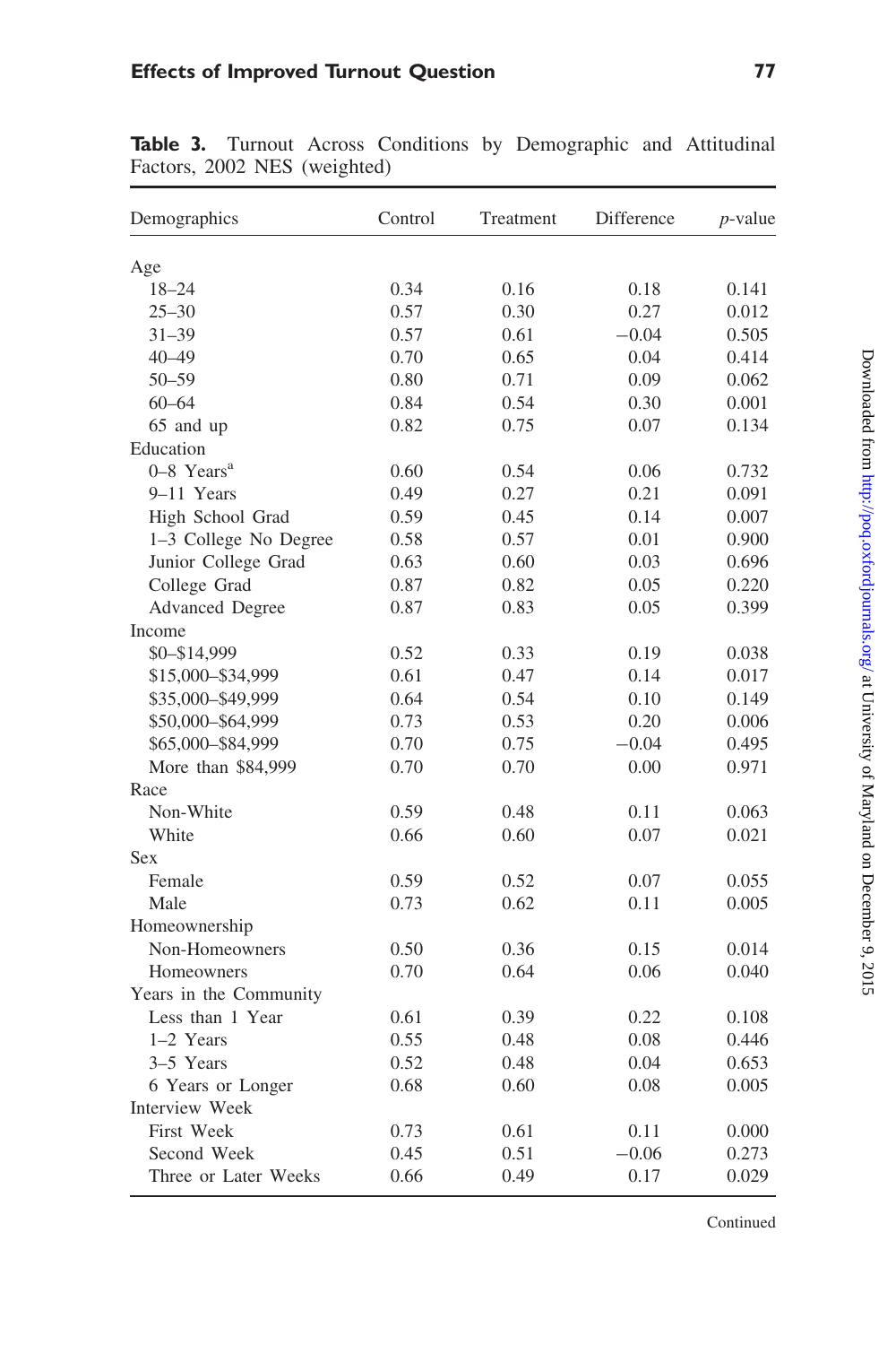**Table 3.** Turnout Across Conditions by Demographic and Attitudinal Factors, 2002 NES (weighted)

| Demographics | Control | Treatment | Difference | *p*-value |
|---|---|---|---|---|
| Age | | | | |
| 18–24 | 0.34 | 0.16 | 0.18 | 0.141 |
| 25–30 | 0.57 | 0.30 | 0.27 | 0.012 |
| 31–39 | 0.57 | 0.61 | −0.04 | 0.505 |
| 40–49 | 0.70 | 0.65 | 0.04 | 0.414 |
| 50–59 | 0.80 | 0.71 | 0.09 | 0.062 |
| 60–64 | 0.84 | 0.54 | 0.30 | 0.001 |
| 65 and up | 0.82 | 0.75 | 0.07 | 0.134 |
| Education | | | | |
| 0–8 Years[a] | 0.60 | 0.54 | 0.06 | 0.732 |
| 9–11 Years | 0.49 | 0.27 | 0.21 | 0.091 |
| High School Grad | 0.59 | 0.45 | 0.14 | 0.007 |
| 1–3 College No Degree | 0.58 | 0.57 | 0.01 | 0.900 |
| Junior College Grad | 0.63 | 0.60 | 0.03 | 0.696 |
| College Grad | 0.87 | 0.82 | 0.05 | 0.220 |
| Advanced Degree | 0.87 | 0.83 | 0.05 | 0.399 |
| Income | | | | |
| $0–$14,999 | 0.52 | 0.33 | 0.19 | 0.038 |
| $15,000–$34,999 | 0.61 | 0.47 | 0.14 | 0.017 |
| $35,000–$49,999 | 0.64 | 0.54 | 0.10 | 0.149 |
| $50,000–$64,999 | 0.73 | 0.53 | 0.20 | 0.006 |
| $65,000–$84,999 | 0.70 | 0.75 | −0.04 | 0.495 |
| More than $84,999 | 0.70 | 0.70 | 0.00 | 0.971 |
| Race | | | | |
| Non-White | 0.59 | 0.48 | 0.11 | 0.063 |
| White | 0.66 | 0.60 | 0.07 | 0.021 |
| Sex | | | | |
| Female | 0.59 | 0.52 | 0.07 | 0.055 |
| Male | 0.73 | 0.62 | 0.11 | 0.005 |
| Homeownership | | | | |
| Non-Homeowners | 0.50 | 0.36 | 0.15 | 0.014 |
| Homeowners | 0.70 | 0.64 | 0.06 | 0.040 |
| Years in the Community | | | | |
| Less than 1 Year | 0.61 | 0.39 | 0.22 | 0.108 |
| 1–2 Years | 0.55 | 0.48 | 0.08 | 0.446 |
| 3–5 Years | 0.52 | 0.48 | 0.04 | 0.653 |
| 6 Years or Longer | 0.68 | 0.60 | 0.08 | 0.005 |
| Interview Week | | | | |
| First Week | 0.73 | 0.61 | 0.11 | 0.000 |
| Second Week | 0.45 | 0.51 | −0.06 | 0.273 |
| Three or Later Weeks | 0.66 | 0.49 | 0.17 | 0.029 |

Continued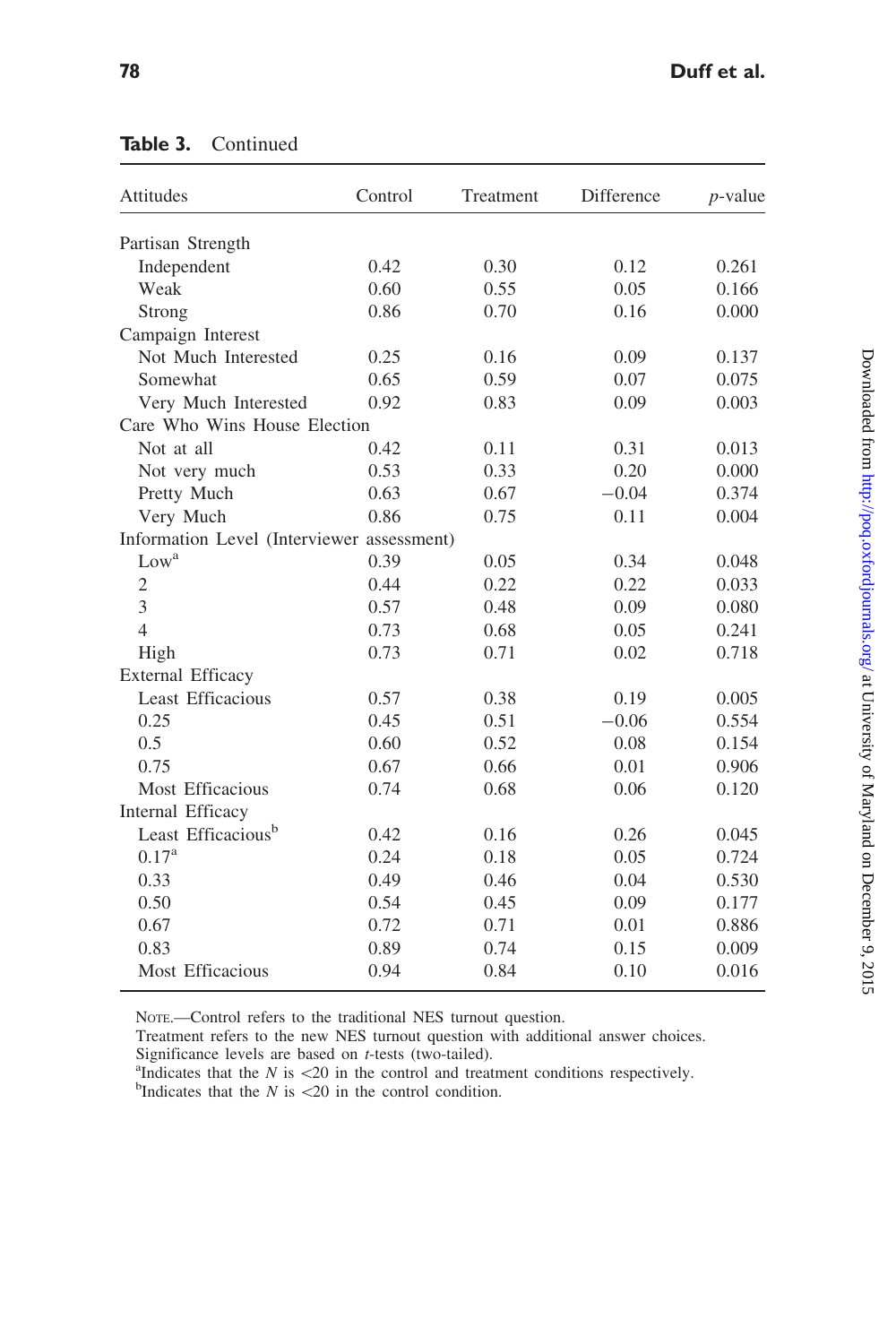**Table 3.** Continued

| Attitudes | Control | Treatment | Difference | *p*-value |
|---|---|---|---|---|
| Partisan Strength | | | | |
| Independent | 0.42 | 0.30 | 0.12 | 0.261 |
| Weak | 0.60 | 0.55 | 0.05 | 0.166 |
| Strong | 0.86 | 0.70 | 0.16 | 0.000 |
| Campaign Interest | | | | |
| Not Much Interested | 0.25 | 0.16 | 0.09 | 0.137 |
| Somewhat | 0.65 | 0.59 | 0.07 | 0.075 |
| Very Much Interested | 0.92 | 0.83 | 0.09 | 0.003 |
| Care Who Wins House Election | | | | |
| Not at all | 0.42 | 0.11 | 0.31 | 0.013 |
| Not very much | 0.53 | 0.33 | 0.20 | 0.000 |
| Pretty Much | 0.63 | 0.67 | −0.04 | 0.374 |
| Very Much | 0.86 | 0.75 | 0.11 | 0.004 |
| Information Level (Interviewer assessment) | | | | |
| Low[a] | 0.39 | 0.05 | 0.34 | 0.048 |
| 2 | 0.44 | 0.22 | 0.22 | 0.033 |
| 3 | 0.57 | 0.48 | 0.09 | 0.080 |
| 4 | 0.73 | 0.68 | 0.05 | 0.241 |
| High | 0.73 | 0.71 | 0.02 | 0.718 |
| External Efficacy | | | | |
| Least Efficacious | 0.57 | 0.38 | 0.19 | 0.005 |
| 0.25 | 0.45 | 0.51 | −0.06 | 0.554 |
| 0.5 | 0.60 | 0.52 | 0.08 | 0.154 |
| 0.75 | 0.67 | 0.66 | 0.01 | 0.906 |
| Most Efficacious | 0.74 | 0.68 | 0.06 | 0.120 |
| Internal Efficacy | | | | |
| Least Efficacious[b] | 0.42 | 0.16 | 0.26 | 0.045 |
| 0.17[a] | 0.24 | 0.18 | 0.05 | 0.724 |
| 0.33 | 0.49 | 0.46 | 0.04 | 0.530 |
| 0.50 | 0.54 | 0.45 | 0.09 | 0.177 |
| 0.67 | 0.72 | 0.71 | 0.01 | 0.886 |
| 0.83 | 0.89 | 0.74 | 0.15 | 0.009 |
| Most Efficacious | 0.94 | 0.84 | 0.10 | 0.016 |

Note.—Control refers to the traditional NES turnout question.
Treatment refers to the new NES turnout question with additional answer choices.
Significance levels are based on *t*-tests (two-tailed).
[a]Indicates that the $N$ is <20 in the control and treatment conditions respectively.
[b]Indicates that the $N$ is <20 in the control condition.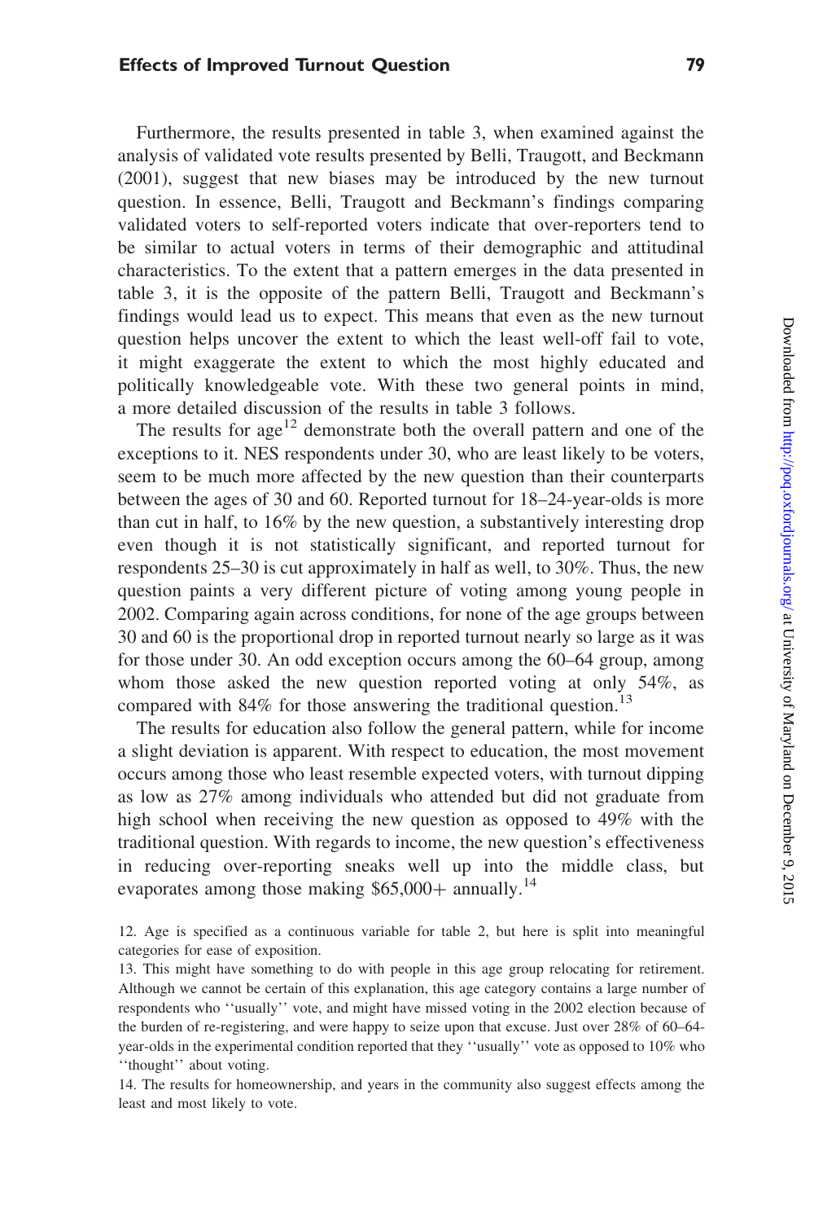Furthermore, the results presented in table 3, when examined against the analysis of validated vote results presented by Belli, Traugott, and Beckmann (2001), suggest that new biases may be introduced by the new turnout question. In essence, Belli, Traugott and Beckmann's findings comparing validated voters to self-reported voters indicate that over-reporters tend to be similar to actual voters in terms of their demographic and attitudinal characteristics. To the extent that a pattern emerges in the data presented in table 3, it is the opposite of the pattern Belli, Traugott and Beckmann's findings would lead us to expect. This means that even as the new turnout question helps uncover the extent to which the least well-off fail to vote, it might exaggerate the extent to which the most highly educated and politically knowledgeable vote. With these two general points in mind, a more detailed discussion of the results in table 3 follows.

The results for age[12] demonstrate both the overall pattern and one of the exceptions to it. NES respondents under 30, who are least likely to be voters, seem to be much more affected by the new question than their counterparts between the ages of 30 and 60. Reported turnout for 18–24-year-olds is more than cut in half, to 16% by the new question, a substantively interesting drop even though it is not statistically significant, and reported turnout for respondents 25–30 is cut approximately in half as well, to 30%. Thus, the new question paints a very different picture of voting among young people in 2002. Comparing again across conditions, for none of the age groups between 30 and 60 is the proportional drop in reported turnout nearly so large as it was for those under 30. An odd exception occurs among the 60–64 group, among whom those asked the new question reported voting at only 54%, as compared with 84% for those answering the traditional question.[13]

The results for education also follow the general pattern, while for income a slight deviation is apparent. With respect to education, the most movement occurs among those who least resemble expected voters, with turnout dipping as low as 27% among individuals who attended but did not graduate from high school when receiving the new question as opposed to 49% with the traditional question. With regards to income, the new question's effectiveness in reducing over-reporting sneaks well up into the middle class, but evaporates among those making $65,000+ annually.[14]

12. Age is specified as a continuous variable for table 2, but here is split into meaningful categories for ease of exposition.

13. This might have something to do with people in this age group relocating for retirement. Although we cannot be certain of this explanation, this age category contains a large number of respondents who ''usually'' vote, and might have missed voting in the 2002 election because of the burden of re-registering, and were happy to seize upon that excuse. Just over 28% of 60–64-year-olds in the experimental condition reported that they ''usually'' vote as opposed to 10% who ''thought'' about voting.

14. The results for homeownership, and years in the community also suggest effects among the least and most likely to vote.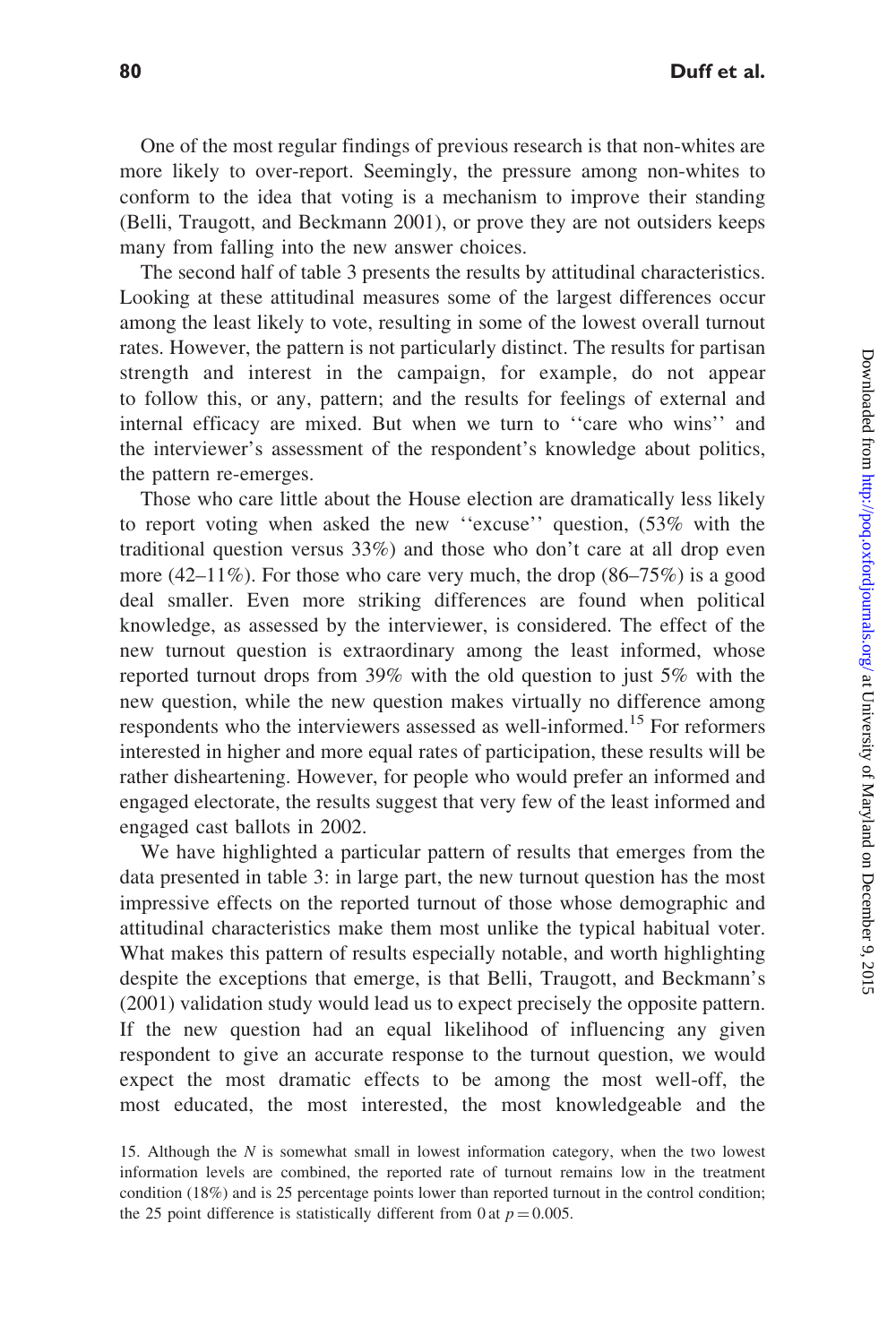One of the most regular findings of previous research is that non-whites are more likely to over-report. Seemingly, the pressure among non-whites to conform to the idea that voting is a mechanism to improve their standing (Belli, Traugott, and Beckmann 2001), or prove they are not outsiders keeps many from falling into the new answer choices.

The second half of table 3 presents the results by attitudinal characteristics. Looking at these attitudinal measures some of the largest differences occur among the least likely to vote, resulting in some of the lowest overall turnout rates. However, the pattern is not particularly distinct. The results for partisan strength and interest in the campaign, for example, do not appear to follow this, or any, pattern; and the results for feelings of external and internal efficacy are mixed. But when we turn to ''care who wins'' and the interviewer's assessment of the respondent's knowledge about politics, the pattern re-emerges.

Those who care little about the House election are dramatically less likely to report voting when asked the new ''excuse'' question, (53% with the traditional question versus 33%) and those who don't care at all drop even more (42–11%). For those who care very much, the drop (86–75%) is a good deal smaller. Even more striking differences are found when political knowledge, as assessed by the interviewer, is considered. The effect of the new turnout question is extraordinary among the least informed, whose reported turnout drops from 39% with the old question to just 5% with the new question, while the new question makes virtually no difference among respondents who the interviewers assessed as well-informed.[15] For reformers interested in higher and more equal rates of participation, these results will be rather disheartening. However, for people who would prefer an informed and engaged electorate, the results suggest that very few of the least informed and engaged cast ballots in 2002.

We have highlighted a particular pattern of results that emerges from the data presented in table 3: in large part, the new turnout question has the most impressive effects on the reported turnout of those whose demographic and attitudinal characteristics make them most unlike the typical habitual voter. What makes this pattern of results especially notable, and worth highlighting despite the exceptions that emerge, is that Belli, Traugott, and Beckmann's (2001) validation study would lead us to expect precisely the opposite pattern. If the new question had an equal likelihood of influencing any given respondent to give an accurate response to the turnout question, we would expect the most dramatic effects to be among the most well-off, the most educated, the most interested, the most knowledgeable and the

15. Although the $N$ is somewhat small in lowest information category, when the two lowest information levels are combined, the reported rate of turnout remains low in the treatment condition (18%) and is 25 percentage points lower than reported turnout in the control condition; the 25 point difference is statistically different from 0 at $p = 0.005$.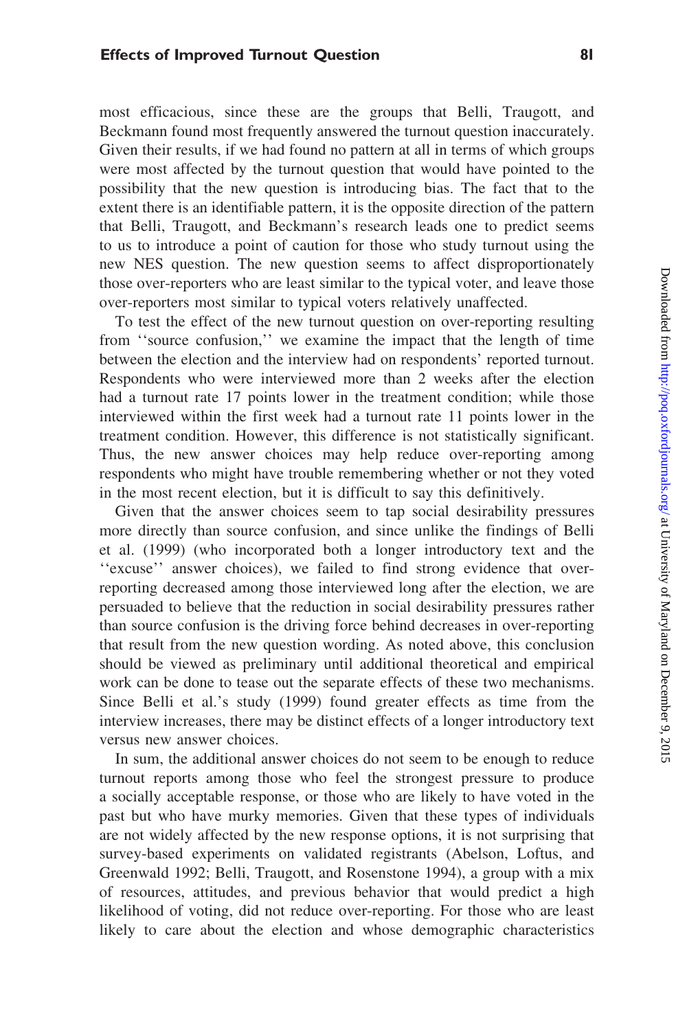most efficacious, since these are the groups that Belli, Traugott, and Beckmann found most frequently answered the turnout question inaccurately. Given their results, if we had found no pattern at all in terms of which groups were most affected by the turnout question that would have pointed to the possibility that the new question is introducing bias. The fact that to the extent there is an identifiable pattern, it is the opposite direction of the pattern that Belli, Traugott, and Beckmann's research leads one to predict seems to us to introduce a point of caution for those who study turnout using the new NES question. The new question seems to affect disproportionately those over-reporters who are least similar to the typical voter, and leave those over-reporters most similar to typical voters relatively unaffected.

To test the effect of the new turnout question on over-reporting resulting from ''source confusion,'' we examine the impact that the length of time between the election and the interview had on respondents' reported turnout. Respondents who were interviewed more than 2 weeks after the election had a turnout rate 17 points lower in the treatment condition; while those interviewed within the first week had a turnout rate 11 points lower in the treatment condition. However, this difference is not statistically significant. Thus, the new answer choices may help reduce over-reporting among respondents who might have trouble remembering whether or not they voted in the most recent election, but it is difficult to say this definitively.

Given that the answer choices seem to tap social desirability pressures more directly than source confusion, and since unlike the findings of Belli et al. (1999) (who incorporated both a longer introductory text and the ''excuse'' answer choices), we failed to find strong evidence that over-reporting decreased among those interviewed long after the election, we are persuaded to believe that the reduction in social desirability pressures rather than source confusion is the driving force behind decreases in over-reporting that result from the new question wording. As noted above, this conclusion should be viewed as preliminary until additional theoretical and empirical work can be done to tease out the separate effects of these two mechanisms. Since Belli et al.'s study (1999) found greater effects as time from the interview increases, there may be distinct effects of a longer introductory text versus new answer choices.

In sum, the additional answer choices do not seem to be enough to reduce turnout reports among those who feel the strongest pressure to produce a socially acceptable response, or those who are likely to have voted in the past but who have murky memories. Given that these types of individuals are not widely affected by the new response options, it is not surprising that survey-based experiments on validated registrants (Abelson, Loftus, and Greenwald 1992; Belli, Traugott, and Rosenstone 1994), a group with a mix of resources, attitudes, and previous behavior that would predict a high likelihood of voting, did not reduce over-reporting. For those who are least likely to care about the election and whose demographic characteristics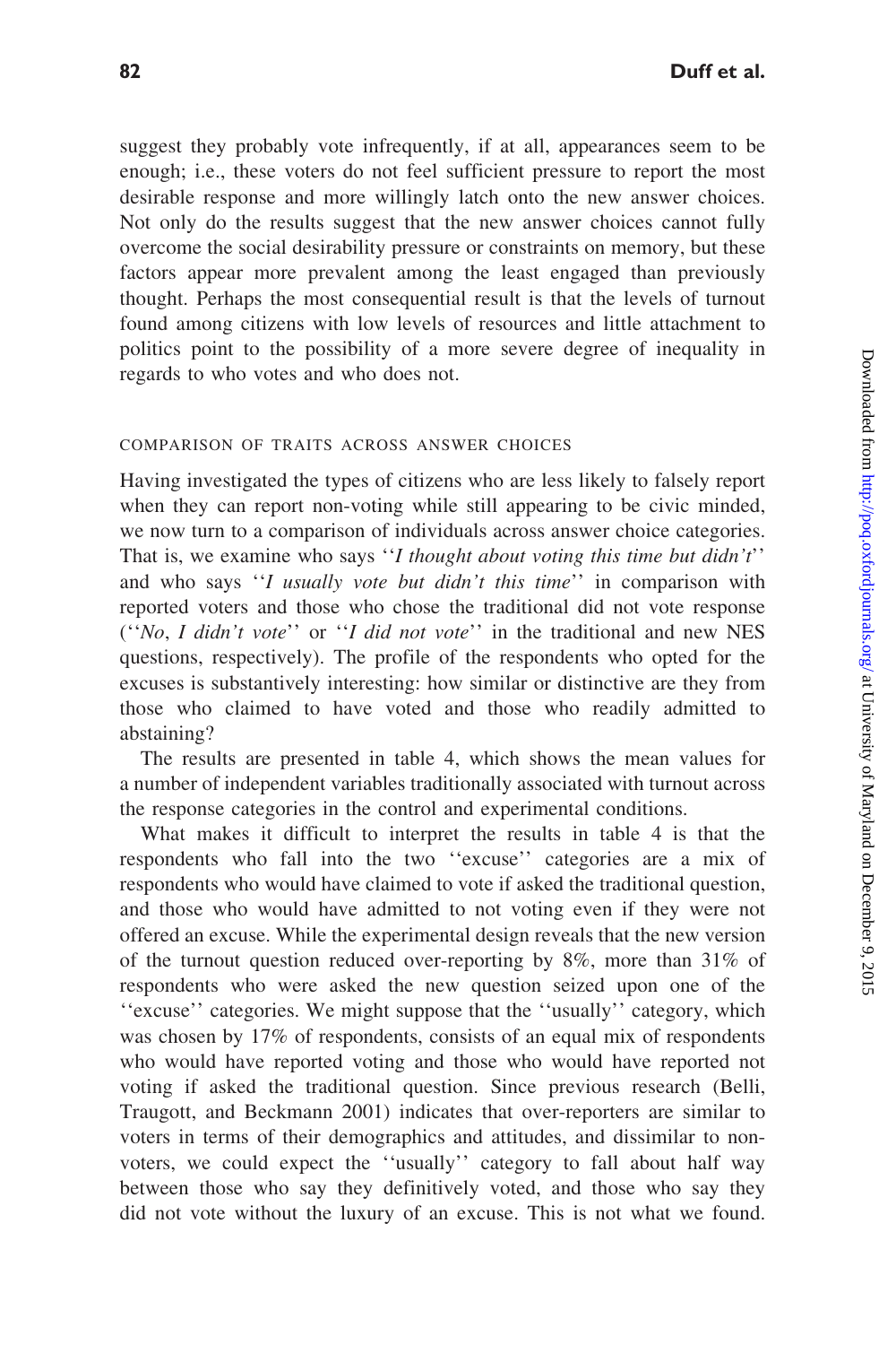suggest they probably vote infrequently, if at all, appearances seem to be enough; i.e., these voters do not feel sufficient pressure to report the most desirable response and more willingly latch onto the new answer choices. Not only do the results suggest that the new answer choices cannot fully overcome the social desirability pressure or constraints on memory, but these factors appear more prevalent among the least engaged than previously thought. Perhaps the most consequential result is that the levels of turnout found among citizens with low levels of resources and little attachment to politics point to the possibility of a more severe degree of inequality in regards to who votes and who does not.

### COMPARISON OF TRAITS ACROSS ANSWER CHOICES

Having investigated the types of citizens who are less likely to falsely report when they can report non-voting while still appearing to be civic minded, we now turn to a comparison of individuals across answer choice categories. That is, we examine who says ''*I thought about voting this time but didn't*'' and who says ''*I usually vote but didn't this time*'' in comparison with reported voters and those who chose the traditional did not vote response (''*No, I didn't vote*'' or ''*I did not vote*'' in the traditional and new NES questions, respectively). The profile of the respondents who opted for the excuses is substantively interesting: how similar or distinctive are they from those who claimed to have voted and those who readily admitted to abstaining?

The results are presented in table 4, which shows the mean values for a number of independent variables traditionally associated with turnout across the response categories in the control and experimental conditions.

What makes it difficult to interpret the results in table 4 is that the respondents who fall into the two ''excuse'' categories are a mix of respondents who would have claimed to vote if asked the traditional question, and those who would have admitted to not voting even if they were not offered an excuse. While the experimental design reveals that the new version of the turnout question reduced over-reporting by 8%, more than 31% of respondents who were asked the new question seized upon one of the ''excuse'' categories. We might suppose that the ''usually'' category, which was chosen by 17% of respondents, consists of an equal mix of respondents who would have reported voting and those who would have reported not voting if asked the traditional question. Since previous research (Belli, Traugott, and Beckmann 2001) indicates that over-reporters are similar to voters in terms of their demographics and attitudes, and dissimilar to non-voters, we could expect the ''usually'' category to fall about half way between those who say they definitively voted, and those who say they did not vote without the luxury of an excuse. This is not what we found.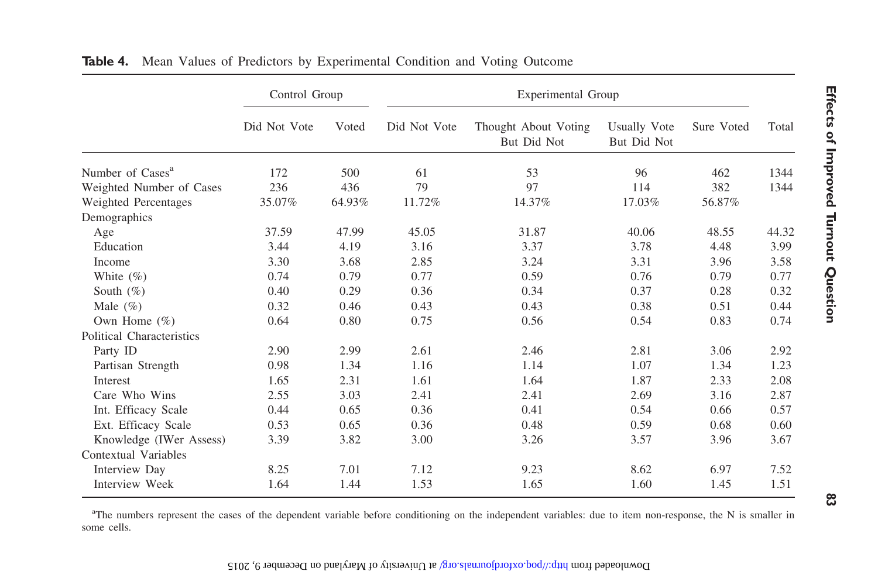**Table 4.** Mean Values of Predictors by Experimental Condition and Voting Outcome

| | Control Group | | Experimental Group | | | | |
|---|---|---|---|---|---|---|---|
| | Did Not Vote | Voted | Did Not Vote | Thought About Voting But Did Not | Usually Vote But Did Not | Sure Voted | Total |
| Number of Cases[a] | 172 | 500 | 61 | 53 | 96 | 462 | 1344 |
| Weighted Number of Cases | 236 | 436 | 79 | 97 | 114 | 382 | 1344 |
| Weighted Percentages | 35.07% | 64.93% | 11.72% | 14.37% | 17.03% | 56.87% | |
| Demographics | | | | | | | |
| Age | 37.59 | 47.99 | 45.05 | 31.87 | 40.06 | 48.55 | 44.32 |
| Education | 3.44 | 4.19 | 3.16 | 3.37 | 3.78 | 4.48 | 3.99 |
| Income | 3.30 | 3.68 | 2.85 | 3.24 | 3.31 | 3.96 | 3.58 |
| White (%) | 0.74 | 0.79 | 0.77 | 0.59 | 0.76 | 0.79 | 0.77 |
| South (%) | 0.40 | 0.29 | 0.36 | 0.34 | 0.37 | 0.28 | 0.32 |
| Male (%) | 0.32 | 0.46 | 0.43 | 0.43 | 0.38 | 0.51 | 0.44 |
| Own Home (%) | 0.64 | 0.80 | 0.75 | 0.56 | 0.54 | 0.83 | 0.74 |
| Political Characteristics | | | | | | | |
| Party ID | 2.90 | 2.99 | 2.61 | 2.46 | 2.81 | 3.06 | 2.92 |
| Partisan Strength | 0.98 | 1.34 | 1.16 | 1.14 | 1.07 | 1.34 | 1.23 |
| Interest | 1.65 | 2.31 | 1.61 | 1.64 | 1.87 | 2.33 | 2.08 |
| Care Who Wins | 2.55 | 3.03 | 2.41 | 2.41 | 2.69 | 3.16 | 2.87 |
| Int. Efficacy Scale | 0.44 | 0.65 | 0.36 | 0.41 | 0.54 | 0.66 | 0.57 |
| Ext. Efficacy Scale | 0.53 | 0.65 | 0.36 | 0.48 | 0.59 | 0.68 | 0.60 |
| Knowledge (IWer Assess) | 3.39 | 3.82 | 3.00 | 3.26 | 3.57 | 3.96 | 3.67 |
| Contextual Variables | | | | | | | |
| Interview Day | 8.25 | 7.01 | 7.12 | 9.23 | 8.62 | 6.97 | 7.52 |
| Interview Week | 1.64 | 1.44 | 1.53 | 1.65 | 1.60 | 1.45 | 1.51 |

[a]The numbers represent the cases of the dependent variable before conditioning on the independent variables: due to item non-response, the N is smaller in some cells.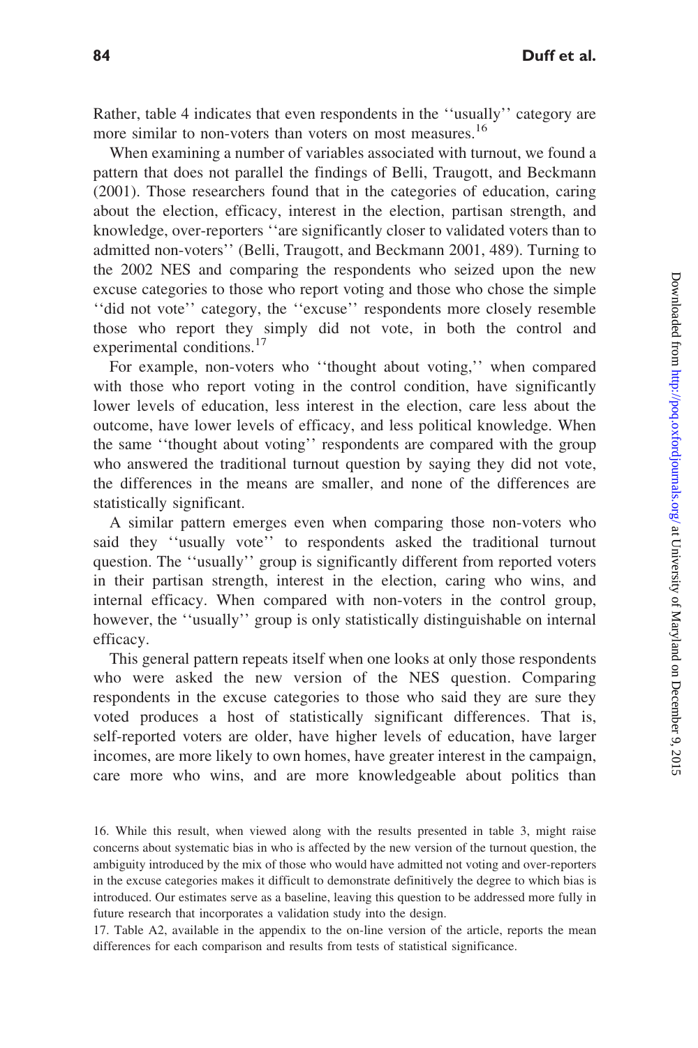Rather, table 4 indicates that even respondents in the ''usually'' category are more similar to non-voters than voters on most measures.[16]

When examining a number of variables associated with turnout, we found a pattern that does not parallel the findings of Belli, Traugott, and Beckmann (2001). Those researchers found that in the categories of education, caring about the election, efficacy, interest in the election, partisan strength, and knowledge, over-reporters ''are significantly closer to validated voters than to admitted non-voters'' (Belli, Traugott, and Beckmann 2001, 489). Turning to the 2002 NES and comparing the respondents who seized upon the new excuse categories to those who report voting and those who chose the simple ''did not vote'' category, the ''excuse'' respondents more closely resemble those who report they simply did not vote, in both the control and experimental conditions.[17]

For example, non-voters who ''thought about voting,'' when compared with those who report voting in the control condition, have significantly lower levels of education, less interest in the election, care less about the outcome, have lower levels of efficacy, and less political knowledge. When the same ''thought about voting'' respondents are compared with the group who answered the traditional turnout question by saying they did not vote, the differences in the means are smaller, and none of the differences are statistically significant.

A similar pattern emerges even when comparing those non-voters who said they ''usually vote'' to respondents asked the traditional turnout question. The ''usually'' group is significantly different from reported voters in their partisan strength, interest in the election, caring who wins, and internal efficacy. When compared with non-voters in the control group, however, the ''usually'' group is only statistically distinguishable on internal efficacy.

This general pattern repeats itself when one looks at only those respondents who were asked the new version of the NES question. Comparing respondents in the excuse categories to those who said they are sure they voted produces a host of statistically significant differences. That is, self-reported voters are older, have higher levels of education, have larger incomes, are more likely to own homes, have greater interest in the campaign, care more who wins, and are more knowledgeable about politics than

16. While this result, when viewed along with the results presented in table 3, might raise concerns about systematic bias in who is affected by the new version of the turnout question, the ambiguity introduced by the mix of those who would have admitted not voting and over-reporters in the excuse categories makes it difficult to demonstrate definitively the degree to which bias is introduced. Our estimates serve as a baseline, leaving this question to be addressed more fully in future research that incorporates a validation study into the design.

17. Table A2, available in the appendix to the on-line version of the article, reports the mean differences for each comparison and results from tests of statistical significance.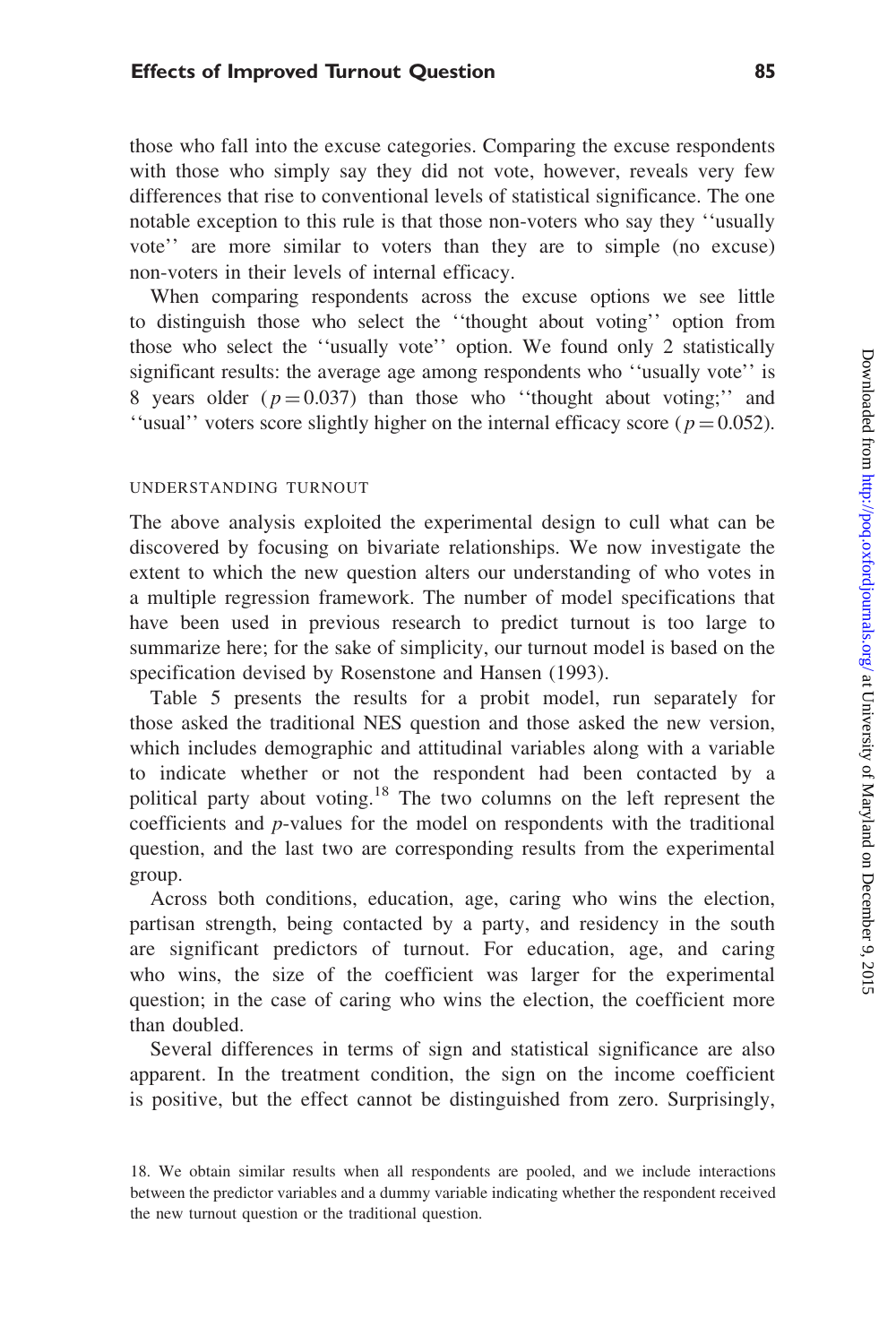those who fall into the excuse categories. Comparing the excuse respondents with those who simply say they did not vote, however, reveals very few differences that rise to conventional levels of statistical significance. The one notable exception to this rule is that those non-voters who say they ''usually vote'' are more similar to voters than they are to simple (no excuse) non-voters in their levels of internal efficacy.

When comparing respondents across the excuse options we see little to distinguish those who select the ''thought about voting'' option from those who select the ''usually vote'' option. We found only 2 statistically significant results: the average age among respondents who ''usually vote'' is 8 years older ($p = 0.037$) than those who ''thought about voting;'' and ''usual'' voters score slightly higher on the internal efficacy score ($p = 0.052$).

### UNDERSTANDING TURNOUT

The above analysis exploited the experimental design to cull what can be discovered by focusing on bivariate relationships. We now investigate the extent to which the new question alters our understanding of who votes in a multiple regression framework. The number of model specifications that have been used in previous research to predict turnout is too large to summarize here; for the sake of simplicity, our turnout model is based on the specification devised by Rosenstone and Hansen (1993).

Table 5 presents the results for a probit model, run separately for those asked the traditional NES question and those asked the new version, which includes demographic and attitudinal variables along with a variable to indicate whether or not the respondent had been contacted by a political party about voting.[18] The two columns on the left represent the coefficients and *p*-values for the model on respondents with the traditional question, and the last two are corresponding results from the experimental group.

Across both conditions, education, age, caring who wins the election, partisan strength, being contacted by a party, and residency in the south are significant predictors of turnout. For education, age, and caring who wins, the size of the coefficient was larger for the experimental question; in the case of caring who wins the election, the coefficient more than doubled.

Several differences in terms of sign and statistical significance are also apparent. In the treatment condition, the sign on the income coefficient is positive, but the effect cannot be distinguished from zero. Surprisingly,

18. We obtain similar results when all respondents are pooled, and we include interactions between the predictor variables and a dummy variable indicating whether the respondent received the new turnout question or the traditional question.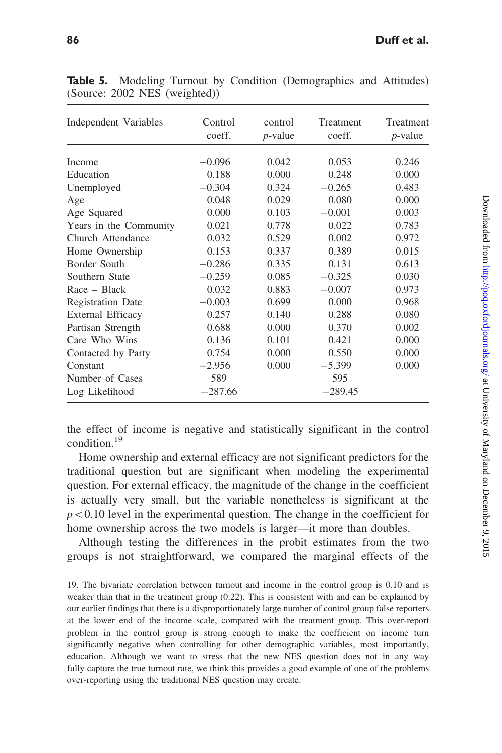**Table 5.** Modeling Turnout by Condition (Demographics and Attitudes) (Source: 2002 NES (weighted))

| Independent Variables | Control coeff. | control *p*-value | Treatment coeff. | Treatment *p*-value |
|---|---|---|---|---|
| Income | −0.096 | 0.042 | 0.053 | 0.246 |
| Education | 0.188 | 0.000 | 0.248 | 0.000 |
| Unemployed | −0.304 | 0.324 | −0.265 | 0.483 |
| Age | 0.048 | 0.029 | 0.080 | 0.000 |
| Age Squared | 0.000 | 0.103 | −0.001 | 0.003 |
| Years in the Community | 0.021 | 0.778 | 0.022 | 0.783 |
| Church Attendance | 0.032 | 0.529 | 0.002 | 0.972 |
| Home Ownership | 0.153 | 0.337 | 0.389 | 0.015 |
| Border South | −0.286 | 0.335 | 0.131 | 0.613 |
| Southern State | −0.259 | 0.085 | −0.325 | 0.030 |
| Race – Black | 0.032 | 0.883 | −0.007 | 0.973 |
| Registration Date | −0.003 | 0.699 | 0.000 | 0.968 |
| External Efficacy | 0.257 | 0.140 | 0.288 | 0.080 |
| Partisan Strength | 0.688 | 0.000 | 0.370 | 0.002 |
| Care Who Wins | 0.136 | 0.101 | 0.421 | 0.000 |
| Contacted by Party | 0.754 | 0.000 | 0.550 | 0.000 |
| Constant | −2.956 | 0.000 | −5.399 | 0.000 |
| Number of Cases | 589 | | 595 | |
| Log Likelihood | −287.66 | | −289.45 | |

the effect of income is negative and statistically significant in the control condition.[19]

Home ownership and external efficacy are not significant predictors for the traditional question but are significant when modeling the experimental question. For external efficacy, the magnitude of the change in the coefficient is actually very small, but the variable nonetheless is significant at the $p < 0.10$ level in the experimental question. The change in the coefficient for home ownership across the two models is larger—it more than doubles.

Although testing the differences in the probit estimates from the two groups is not straightforward, we compared the marginal effects of the

19. The bivariate correlation between turnout and income in the control group is 0.10 and is weaker than that in the treatment group (0.22). This is consistent with and can be explained by our earlier findings that there is a disproportionately large number of control group false reporters at the lower end of the income scale, compared with the treatment group. This over-report problem in the control group is strong enough to make the coefficient on income turn significantly negative when controlling for other demographic variables, most importantly, education. Although we want to stress that the new NES question does not in any way fully capture the true turnout rate, we think this provides a good example of one of the problems over-reporting using the traditional NES question may create.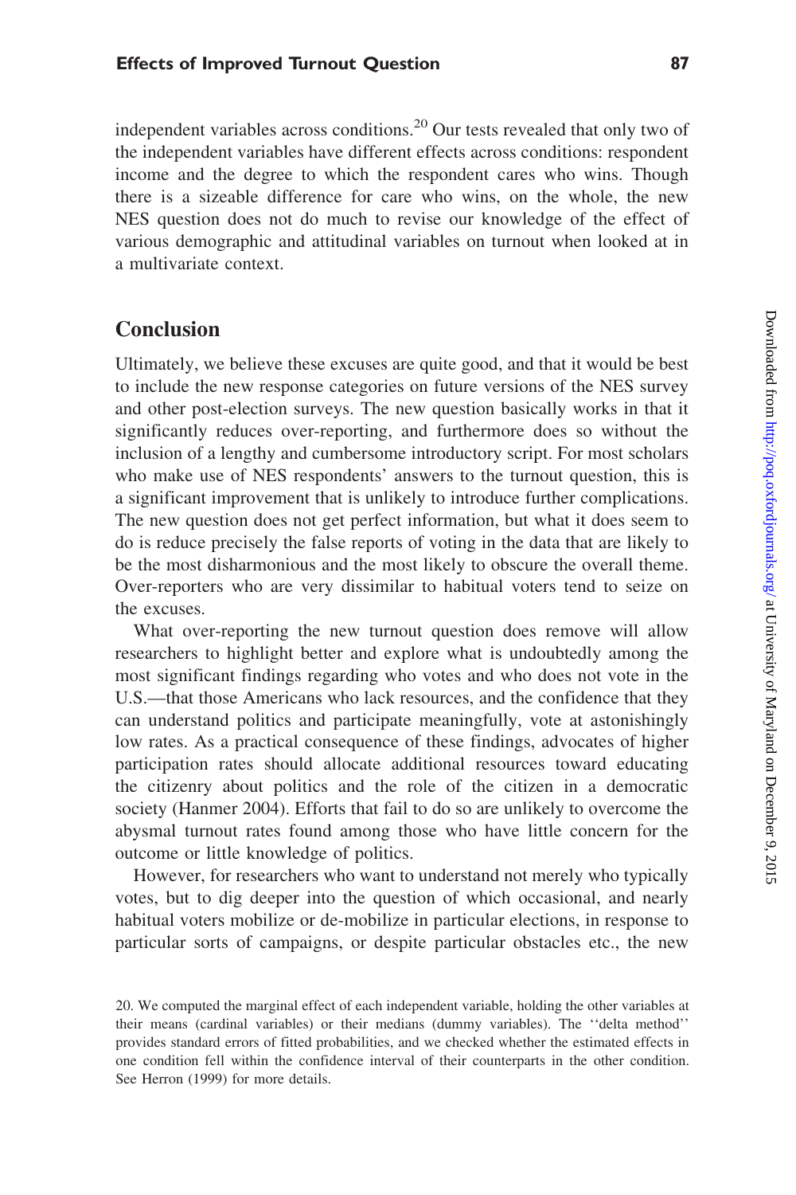independent variables across conditions.[20] Our tests revealed that only two of the independent variables have different effects across conditions: respondent income and the degree to which the respondent cares who wins. Though there is a sizeable difference for care who wins, on the whole, the new NES question does not do much to revise our knowledge of the effect of various demographic and attitudinal variables on turnout when looked at in a multivariate context.

## Conclusion

Ultimately, we believe these excuses are quite good, and that it would be best to include the new response categories on future versions of the NES survey and other post-election surveys. The new question basically works in that it significantly reduces over-reporting, and furthermore does so without the inclusion of a lengthy and cumbersome introductory script. For most scholars who make use of NES respondents' answers to the turnout question, this is a significant improvement that is unlikely to introduce further complications. The new question does not get perfect information, but what it does seem to do is reduce precisely the false reports of voting in the data that are likely to be the most disharmonious and the most likely to obscure the overall theme. Over-reporters who are very dissimilar to habitual voters tend to seize on the excuses.

What over-reporting the new turnout question does remove will allow researchers to highlight better and explore what is undoubtedly among the most significant findings regarding who votes and who does not vote in the U.S.—that those Americans who lack resources, and the confidence that they can understand politics and participate meaningfully, vote at astonishingly low rates. As a practical consequence of these findings, advocates of higher participation rates should allocate additional resources toward educating the citizenry about politics and the role of the citizen in a democratic society (Hanmer 2004). Efforts that fail to do so are unlikely to overcome the abysmal turnout rates found among those who have little concern for the outcome or little knowledge of politics.

However, for researchers who want to understand not merely who typically votes, but to dig deeper into the question of which occasional, and nearly habitual voters mobilize or de-mobilize in particular elections, in response to particular sorts of campaigns, or despite particular obstacles etc., the new

20. We computed the marginal effect of each independent variable, holding the other variables at their means (cardinal variables) or their medians (dummy variables). The ''delta method'' provides standard errors of fitted probabilities, and we checked whether the estimated effects in one condition fell within the confidence interval of their counterparts in the other condition. See Herron (1999) for more details.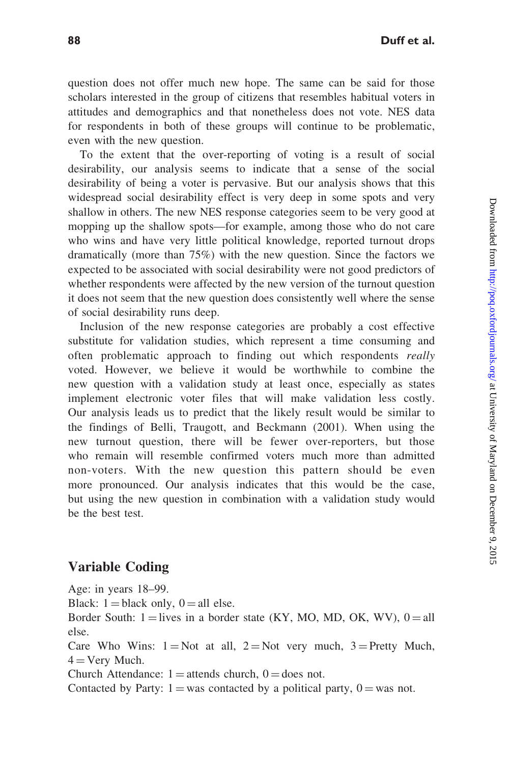question does not offer much new hope. The same can be said for those scholars interested in the group of citizens that resembles habitual voters in attitudes and demographics and that nonetheless does not vote. NES data for respondents in both of these groups will continue to be problematic, even with the new question.

To the extent that the over-reporting of voting is a result of social desirability, our analysis seems to indicate that a sense of the social desirability of being a voter is pervasive. But our analysis shows that this widespread social desirability effect is very deep in some spots and very shallow in others. The new NES response categories seem to be very good at mopping up the shallow spots—for example, among those who do not care who wins and have very little political knowledge, reported turnout drops dramatically (more than 75%) with the new question. Since the factors we expected to be associated with social desirability were not good predictors of whether respondents were affected by the new version of the turnout question it does not seem that the new question does consistently well where the sense of social desirability runs deep.

Inclusion of the new response categories are probably a cost effective substitute for validation studies, which represent a time consuming and often problematic approach to finding out which respondents *really* voted. However, we believe it would be worthwhile to combine the new question with a validation study at least once, especially as states implement electronic voter files that will make validation less costly. Our analysis leads us to predict that the likely result would be similar to the findings of Belli, Traugott, and Beckmann (2001). When using the new turnout question, there will be fewer over-reporters, but those who remain will resemble confirmed voters much more than admitted non-voters. With the new question this pattern should be even more pronounced. Our analysis indicates that this would be the case, but using the new question in combination with a validation study would be the best test.

## Variable Coding

Age: in years 18–99.

Black: 1 = black only, 0 = all else.

Border South: 1 = lives in a border state (KY, MO, MD, OK, WV), 0 = all else.

Care Who Wins: 1 = Not at all, 2 = Not very much, 3 = Pretty Much, 4 = Very Much.

Church Attendance: 1 = attends church, 0 = does not.

Contacted by Party: 1 = was contacted by a political party, 0 = was not.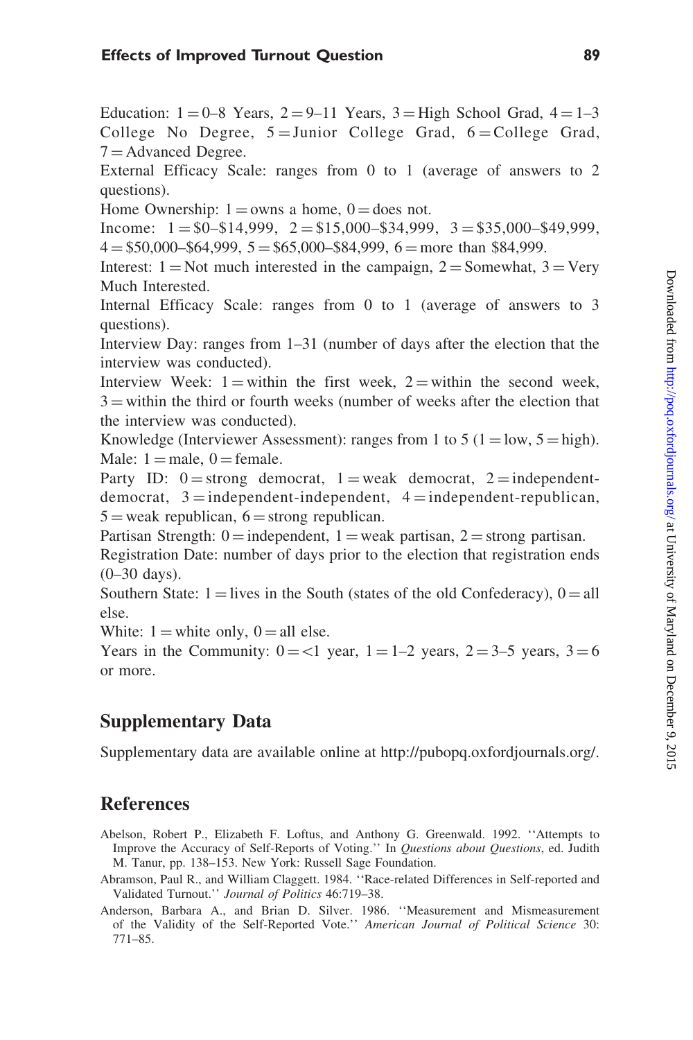Education: 1 = 0–8 Years, 2 = 9–11 Years, 3 = High School Grad, 4 = 1–3 College No Degree, 5 = Junior College Grad, 6 = College Grad, 7 = Advanced Degree.

External Efficacy Scale: ranges from 0 to 1 (average of answers to 2 questions).

Home Ownership: 1 = owns a home, 0 = does not.

Income: 1 = $0–$14,999, 2 = $15,000–$34,999, 3 = $35,000–$49,999, 4 = $50,000–$64,999, 5 = $65,000–$84,999, 6 = more than $84,999.

Interest: 1 = Not much interested in the campaign, 2 = Somewhat, 3 = Very Much Interested.

Internal Efficacy Scale: ranges from 0 to 1 (average of answers to 3 questions).

Interview Day: ranges from 1–31 (number of days after the election that the interview was conducted).

Interview Week: 1 = within the first week, 2 = within the second week, 3 = within the third or fourth weeks (number of weeks after the election that the interview was conducted).

Knowledge (Interviewer Assessment): ranges from 1 to 5 (1 = low, 5 = high).

Male: 1 = male, 0 = female.

Party ID: 0 = strong democrat, 1 = weak democrat, 2 = independent-democrat, 3 = independent-independent, 4 = independent-republican, 5 = weak republican, 6 = strong republican.

Partisan Strength: 0 = independent, 1 = weak partisan, 2 = strong partisan.

Registration Date: number of days prior to the election that registration ends (0–30 days).

Southern State: 1 = lives in the South (states of the old Confederacy), 0 = all else.

White: 1 = white only, 0 = all else.

Years in the Community: 0 = <1 year, 1 = 1–2 years, 2 = 3–5 years, 3 = 6 or more.

## Supplementary Data

Supplementary data are available online at http://pubopq.oxfordjournals.org/.

## References

Abelson, Robert P., Elizabeth F. Loftus, and Anthony G. Greenwald. 1992. ''Attempts to Improve the Accuracy of Self-Reports of Voting.'' In *Questions about Questions*, ed. Judith M. Tanur, pp. 138–153. New York: Russell Sage Foundation.

Abramson, Paul R., and William Claggett. 1984. ''Race-related Differences in Self-reported and Validated Turnout.'' *Journal of Politics* 46:719–38.

Anderson, Barbara A., and Brian D. Silver. 1986. ''Measurement and Mismeasurement of the Validity of the Self-Reported Vote.'' *American Journal of Political Science* 30: 771–85.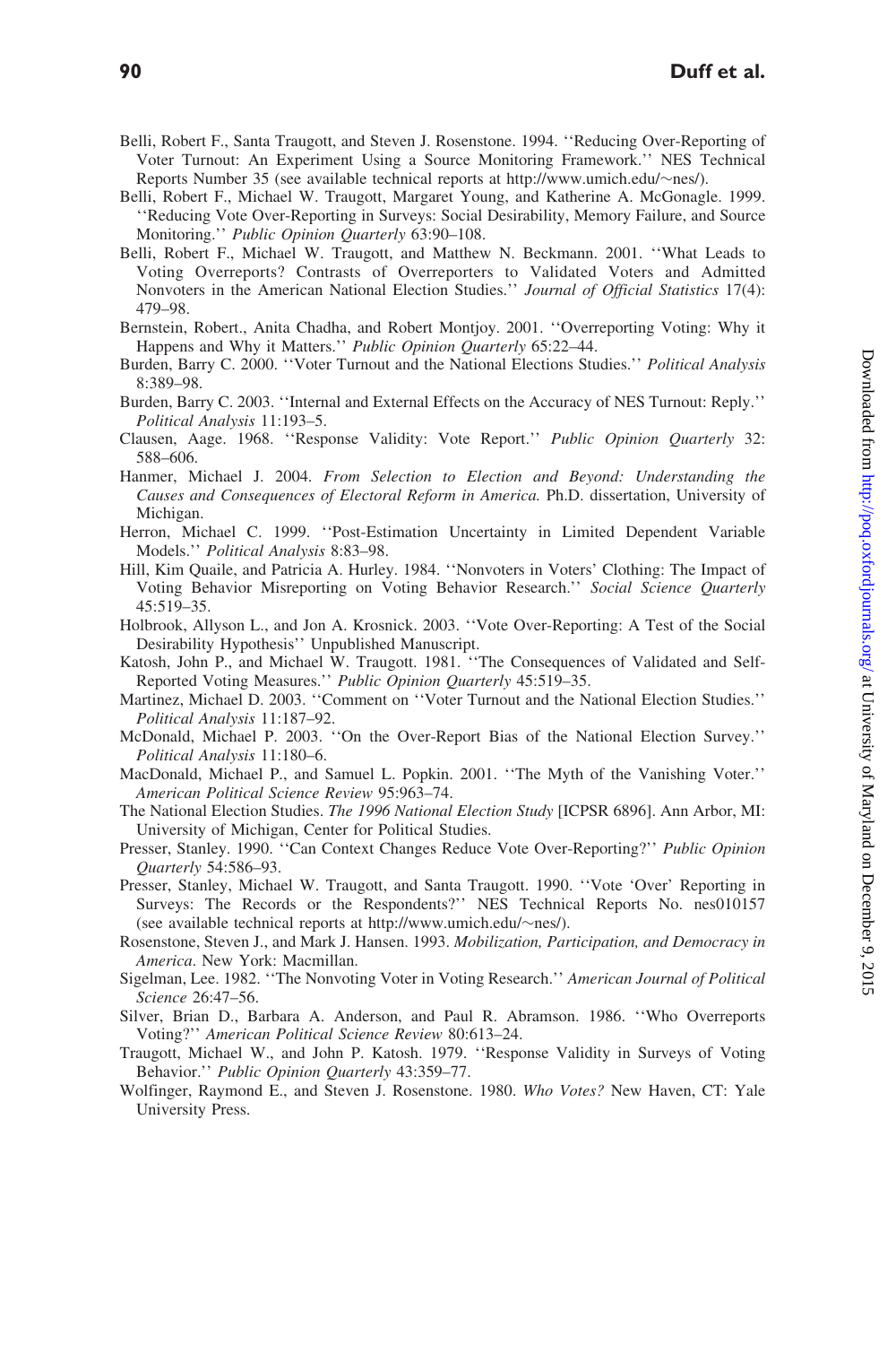Belli, Robert F., Santa Traugott, and Steven J. Rosenstone. 1994. ''Reducing Over-Reporting of Voter Turnout: An Experiment Using a Source Monitoring Framework.'' NES Technical Reports Number 35 (see available technical reports at http://www.umich.edu/~nes/).

Belli, Robert F., Michael W. Traugott, Margaret Young, and Katherine A. McGonagle. 1999. ''Reducing Vote Over-Reporting in Surveys: Social Desirability, Memory Failure, and Source Monitoring.'' *Public Opinion Quarterly* 63:90–108.

Belli, Robert F., Michael W. Traugott, and Matthew N. Beckmann. 2001. ''What Leads to Voting Overreports? Contrasts of Overreporters to Validated Voters and Admitted Nonvoters in the American National Election Studies.'' *Journal of Official Statistics* 17(4): 479–98.

Bernstein, Robert., Anita Chadha, and Robert Montjoy. 2001. ''Overreporting Voting: Why it Happens and Why it Matters.'' *Public Opinion Quarterly* 65:22–44.

Burden, Barry C. 2000. ''Voter Turnout and the National Elections Studies.'' *Political Analysis* 8:389–98.

Burden, Barry C. 2003. ''Internal and External Effects on the Accuracy of NES Turnout: Reply.'' *Political Analysis* 11:193–5.

Clausen, Aage. 1968. ''Response Validity: Vote Report.'' *Public Opinion Quarterly* 32: 588–606.

Hanmer, Michael J. 2004. *From Selection to Election and Beyond: Understanding the Causes and Consequences of Electoral Reform in America.* Ph.D. dissertation, University of Michigan.

Herron, Michael C. 1999. ''Post-Estimation Uncertainty in Limited Dependent Variable Models.'' *Political Analysis* 8:83–98.

Hill, Kim Quaile, and Patricia A. Hurley. 1984. ''Nonvoters in Voters' Clothing: The Impact of Voting Behavior Misreporting on Voting Behavior Research.'' *Social Science Quarterly* 45:519–35.

Holbrook, Allyson L., and Jon A. Krosnick. 2003. ''Vote Over-Reporting: A Test of the Social Desirability Hypothesis'' Unpublished Manuscript.

Katosh, John P., and Michael W. Traugott. 1981. ''The Consequences of Validated and Self-Reported Voting Measures.'' *Public Opinion Quarterly* 45:519–35.

Martinez, Michael D. 2003. ''Comment on ''Voter Turnout and the National Election Studies.'' *Political Analysis* 11:187–92.

McDonald, Michael P. 2003. ''On the Over-Report Bias of the National Election Survey.'' *Political Analysis* 11:180–6.

MacDonald, Michael P., and Samuel L. Popkin. 2001. ''The Myth of the Vanishing Voter.'' *American Political Science Review* 95:963–74.

The National Election Studies. *The 1996 National Election Study* [ICPSR 6896]. Ann Arbor, MI: University of Michigan, Center for Political Studies.

Presser, Stanley. 1990. ''Can Context Changes Reduce Vote Over-Reporting?'' *Public Opinion Quarterly* 54:586–93.

Presser, Stanley, Michael W. Traugott, and Santa Traugott. 1990. ''Vote 'Over' Reporting in Surveys: The Records or the Respondents?'' NES Technical Reports No. nes010157 (see available technical reports at http://www.umich.edu/~nes/).

Rosenstone, Steven J., and Mark J. Hansen. 1993. *Mobilization, Participation, and Democracy in America*. New York: Macmillan.

Sigelman, Lee. 1982. ''The Nonvoting Voter in Voting Research.'' *American Journal of Political Science* 26:47–56.

Silver, Brian D., Barbara A. Anderson, and Paul R. Abramson. 1986. ''Who Overreports Voting?'' *American Political Science Review* 80:613–24.

Traugott, Michael W., and John P. Katosh. 1979. ''Response Validity in Surveys of Voting Behavior.'' *Public Opinion Quarterly* 43:359–77.

Wolfinger, Raymond E., and Steven J. Rosenstone. 1980. *Who Votes?* New Haven, CT: Yale University Press.